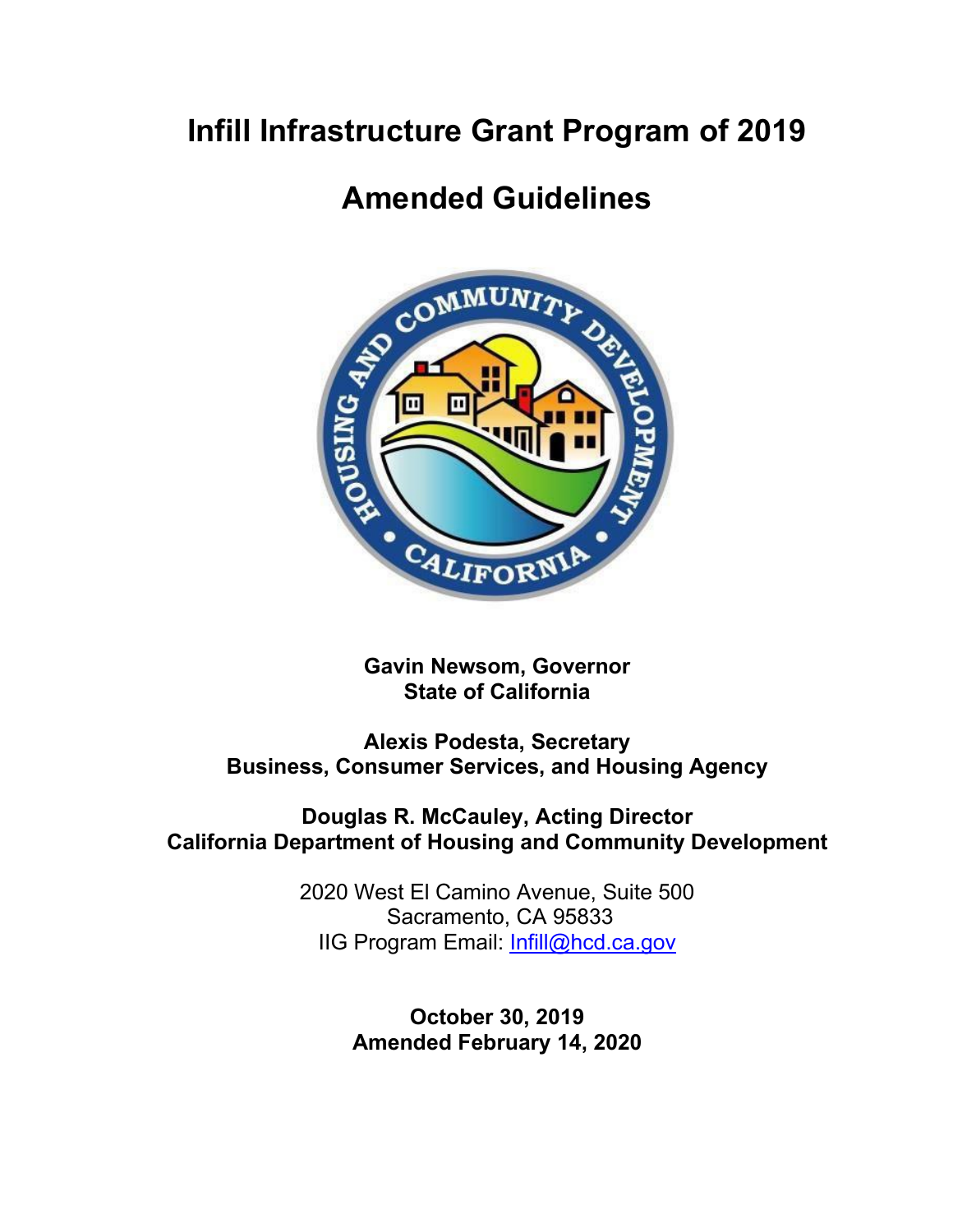# Infill Infrastructure Grant Program of 2019

# Amended Guidelines

**Gavin Newsom, Governor**
**State of California**

**Alexis Podesta, Secretary**
**Business, Consumer Services, and Housing Agency**

**Douglas R. McCauley, Acting Director**
**California Department of Housing and Community Development**

2020 West El Camino Avenue, Suite 500
Sacramento, CA 95833
IIG Program Email: Infill@hcd.ca.gov

**October 30, 2019**
**Amended February 14, 2020**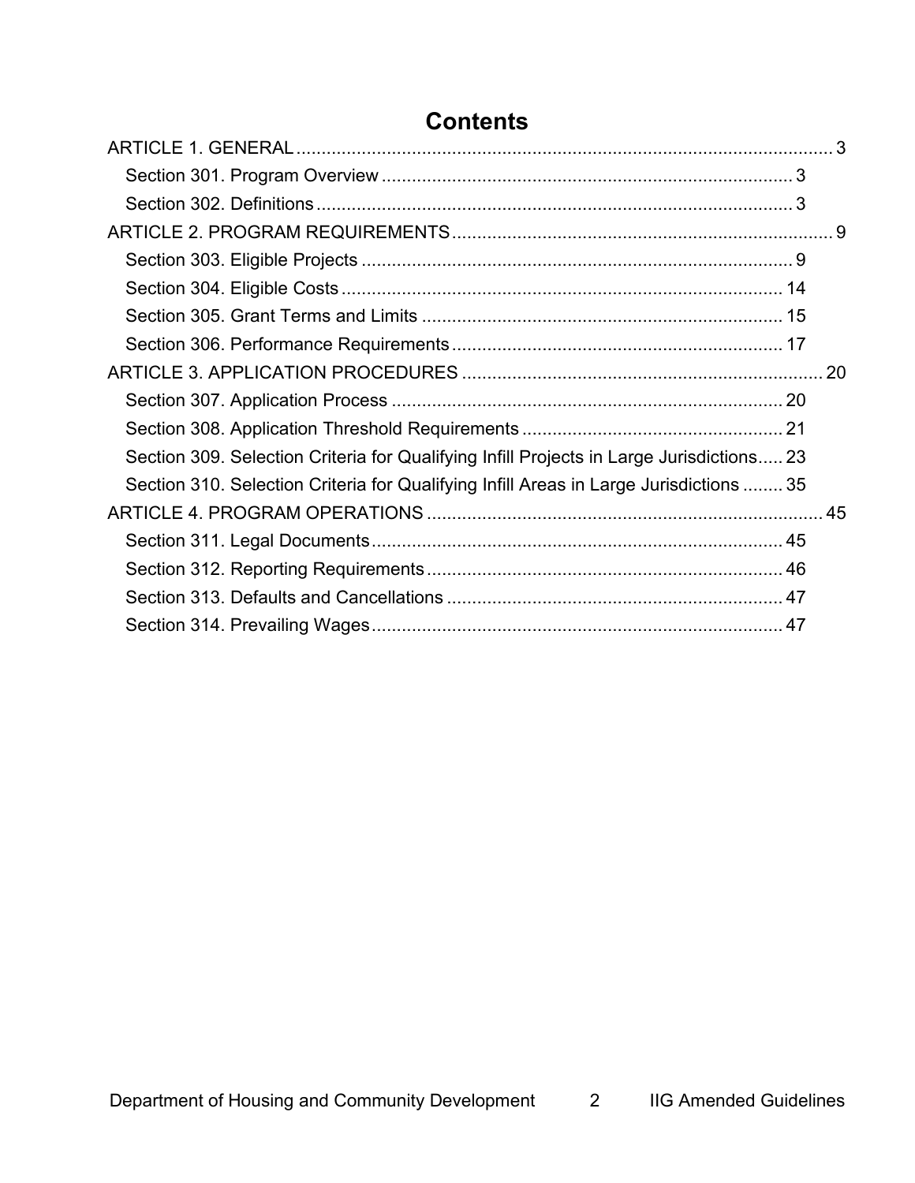# Contents

- ARTICLE 1. GENERAL ..... 3
  - Section 301. Program Overview ..... 3
  - Section 302. Definitions ..... 3
- ARTICLE 2. PROGRAM REQUIREMENTS ..... 9
  - Section 303. Eligible Projects ..... 9
  - Section 304. Eligible Costs ..... 14
  - Section 305. Grant Terms and Limits ..... 15
  - Section 306. Performance Requirements ..... 17
- ARTICLE 3. APPLICATION PROCEDURES ..... 20
  - Section 307. Application Process ..... 20
  - Section 308. Application Threshold Requirements ..... 21
  - Section 309. Selection Criteria for Qualifying Infill Projects in Large Jurisdictions ..... 23
  - Section 310. Selection Criteria for Qualifying Infill Areas in Large Jurisdictions ..... 35
- ARTICLE 4. PROGRAM OPERATIONS ..... 45
  - Section 311. Legal Documents ..... 45
  - Section 312. Reporting Requirements ..... 46
  - Section 313. Defaults and Cancellations ..... 47
  - Section 314. Prevailing Wages ..... 47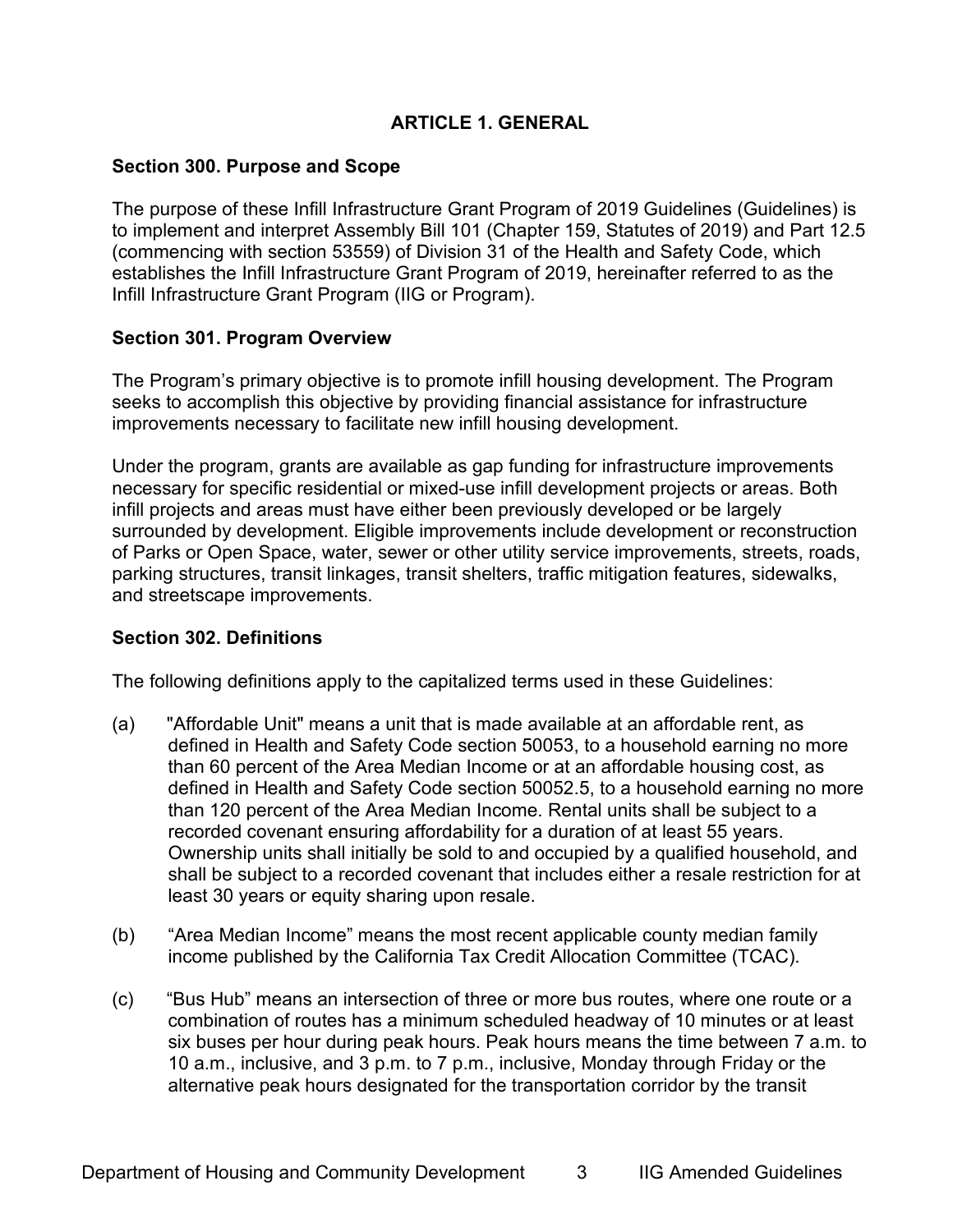## ARTICLE 1. GENERAL

### Section 300. Purpose and Scope

The purpose of these Infill Infrastructure Grant Program of 2019 Guidelines (Guidelines) is to implement and interpret Assembly Bill 101 (Chapter 159, Statutes of 2019) and Part 12.5 (commencing with section 53559) of Division 31 of the Health and Safety Code, which establishes the Infill Infrastructure Grant Program of 2019, hereinafter referred to as the Infill Infrastructure Grant Program (IIG or Program).

### Section 301. Program Overview

The Program's primary objective is to promote infill housing development. The Program seeks to accomplish this objective by providing financial assistance for infrastructure improvements necessary to facilitate new infill housing development.

Under the program, grants are available as gap funding for infrastructure improvements necessary for specific residential or mixed-use infill development projects or areas. Both infill projects and areas must have either been previously developed or be largely surrounded by development. Eligible improvements include development or reconstruction of Parks or Open Space, water, sewer or other utility service improvements, streets, roads, parking structures, transit linkages, transit shelters, traffic mitigation features, sidewalks, and streetscape improvements.

### Section 302. Definitions

The following definitions apply to the capitalized terms used in these Guidelines:

(a) "Affordable Unit" means a unit that is made available at an affordable rent, as defined in Health and Safety Code section 50053, to a household earning no more than 60 percent of the Area Median Income or at an affordable housing cost, as defined in Health and Safety Code section 50052.5, to a household earning no more than 120 percent of the Area Median Income. Rental units shall be subject to a recorded covenant ensuring affordability for a duration of at least 55 years. Ownership units shall initially be sold to and occupied by a qualified household, and shall be subject to a recorded covenant that includes either a resale restriction for at least 30 years or equity sharing upon resale.

(b) "Area Median Income" means the most recent applicable county median family income published by the California Tax Credit Allocation Committee (TCAC).

(c) "Bus Hub" means an intersection of three or more bus routes, where one route or a combination of routes has a minimum scheduled headway of 10 minutes or at least six buses per hour during peak hours. Peak hours means the time between 7 a.m. to 10 a.m., inclusive, and 3 p.m. to 7 p.m., inclusive, Monday through Friday or the alternative peak hours designated for the transportation corridor by the transit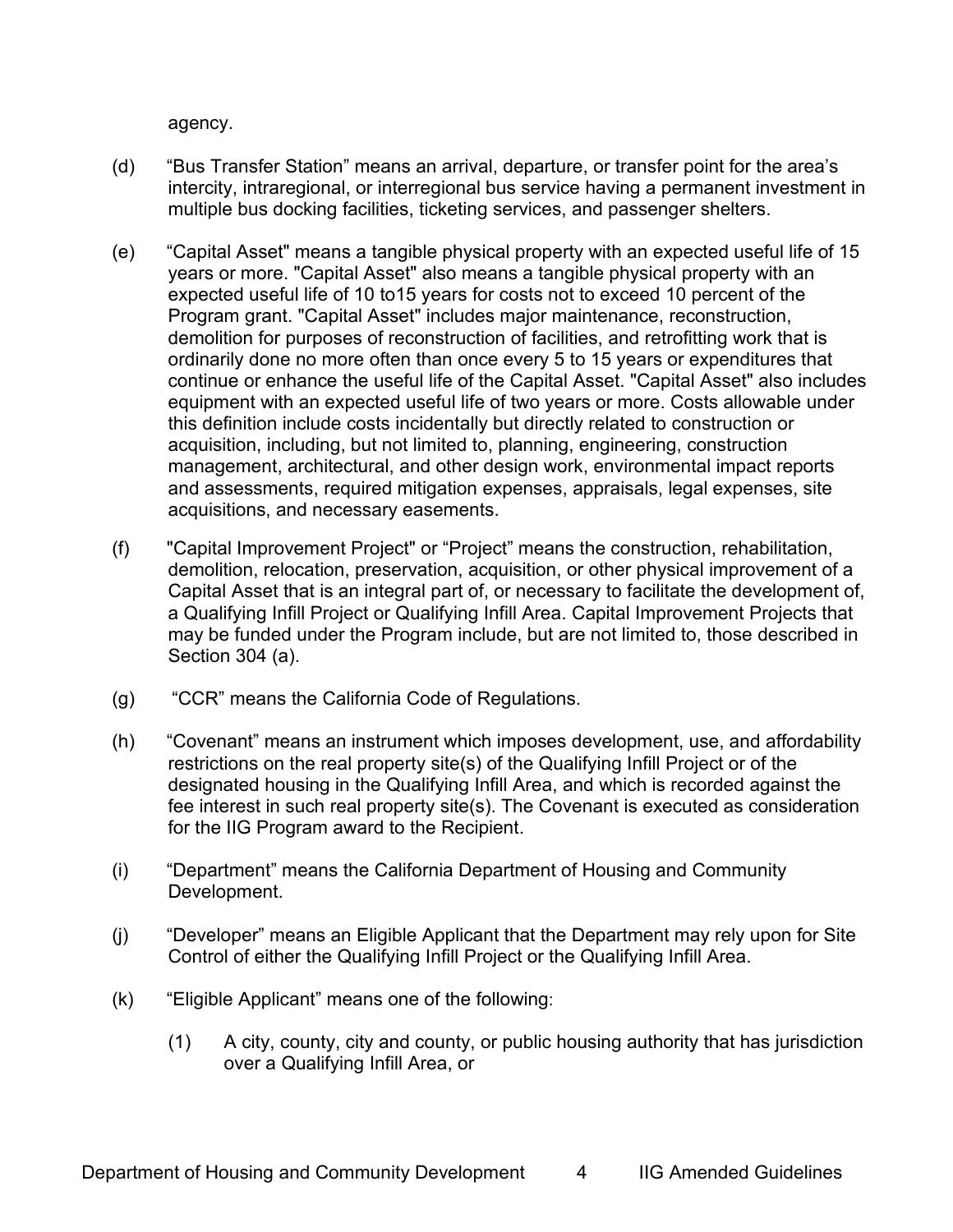agency.

(d) "Bus Transfer Station" means an arrival, departure, or transfer point for the area's intercity, intraregional, or interregional bus service having a permanent investment in multiple bus docking facilities, ticketing services, and passenger shelters.

(e) "Capital Asset" means a tangible physical property with an expected useful life of 15 years or more. "Capital Asset" also means a tangible physical property with an expected useful life of 10 to15 years for costs not to exceed 10 percent of the Program grant. "Capital Asset" includes major maintenance, reconstruction, demolition for purposes of reconstruction of facilities, and retrofitting work that is ordinarily done no more often than once every 5 to 15 years or expenditures that continue or enhance the useful life of the Capital Asset. "Capital Asset" also includes equipment with an expected useful life of two years or more. Costs allowable under this definition include costs incidentally but directly related to construction or acquisition, including, but not limited to, planning, engineering, construction management, architectural, and other design work, environmental impact reports and assessments, required mitigation expenses, appraisals, legal expenses, site acquisitions, and necessary easements.

(f) "Capital Improvement Project" or "Project" means the construction, rehabilitation, demolition, relocation, preservation, acquisition, or other physical improvement of a Capital Asset that is an integral part of, or necessary to facilitate the development of, a Qualifying Infill Project or Qualifying Infill Area. Capital Improvement Projects that may be funded under the Program include, but are not limited to, those described in Section 304 (a).

(g) "CCR" means the California Code of Regulations.

(h) "Covenant" means an instrument which imposes development, use, and affordability restrictions on the real property site(s) of the Qualifying Infill Project or of the designated housing in the Qualifying Infill Area, and which is recorded against the fee interest in such real property site(s). The Covenant is executed as consideration for the IIG Program award to the Recipient.

(i) "Department" means the California Department of Housing and Community Development.

(j) "Developer" means an Eligible Applicant that the Department may rely upon for Site Control of either the Qualifying Infill Project or the Qualifying Infill Area.

(k) "Eligible Applicant" means one of the following:

(1) A city, county, city and county, or public housing authority that has jurisdiction over a Qualifying Infill Area, or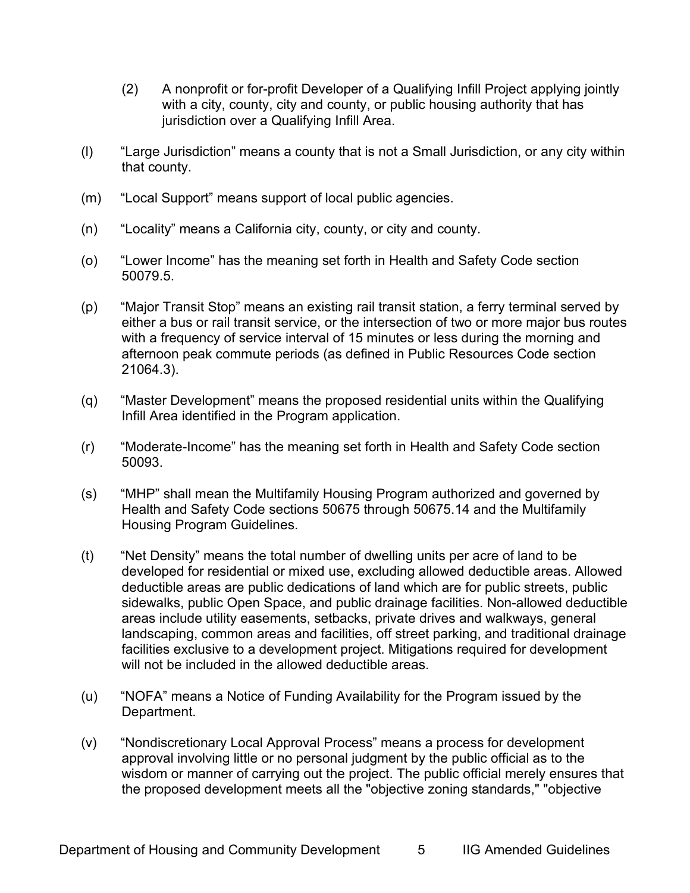(2) A nonprofit or for-profit Developer of a Qualifying Infill Project applying jointly with a city, county, city and county, or public housing authority that has jurisdiction over a Qualifying Infill Area.

(l) "Large Jurisdiction" means a county that is not a Small Jurisdiction, or any city within that county.

(m) "Local Support" means support of local public agencies.

(n) "Locality" means a California city, county, or city and county.

(o) "Lower Income" has the meaning set forth in Health and Safety Code section 50079.5.

(p) "Major Transit Stop" means an existing rail transit station, a ferry terminal served by either a bus or rail transit service, or the intersection of two or more major bus routes with a frequency of service interval of 15 minutes or less during the morning and afternoon peak commute periods (as defined in Public Resources Code section 21064.3).

(q) "Master Development" means the proposed residential units within the Qualifying Infill Area identified in the Program application.

(r) "Moderate-Income" has the meaning set forth in Health and Safety Code section 50093.

(s) "MHP" shall mean the Multifamily Housing Program authorized and governed by Health and Safety Code sections 50675 through 50675.14 and the Multifamily Housing Program Guidelines.

(t) "Net Density" means the total number of dwelling units per acre of land to be developed for residential or mixed use, excluding allowed deductible areas. Allowed deductible areas are public dedications of land which are for public streets, public sidewalks, public Open Space, and public drainage facilities. Non-allowed deductible areas include utility easements, setbacks, private drives and walkways, general landscaping, common areas and facilities, off street parking, and traditional drainage facilities exclusive to a development project. Mitigations required for development will not be included in the allowed deductible areas.

(u) "NOFA" means a Notice of Funding Availability for the Program issued by the Department.

(v) "Nondiscretionary Local Approval Process" means a process for development approval involving little or no personal judgment by the public official as to the wisdom or manner of carrying out the project. The public official merely ensures that the proposed development meets all the "objective zoning standards," "objective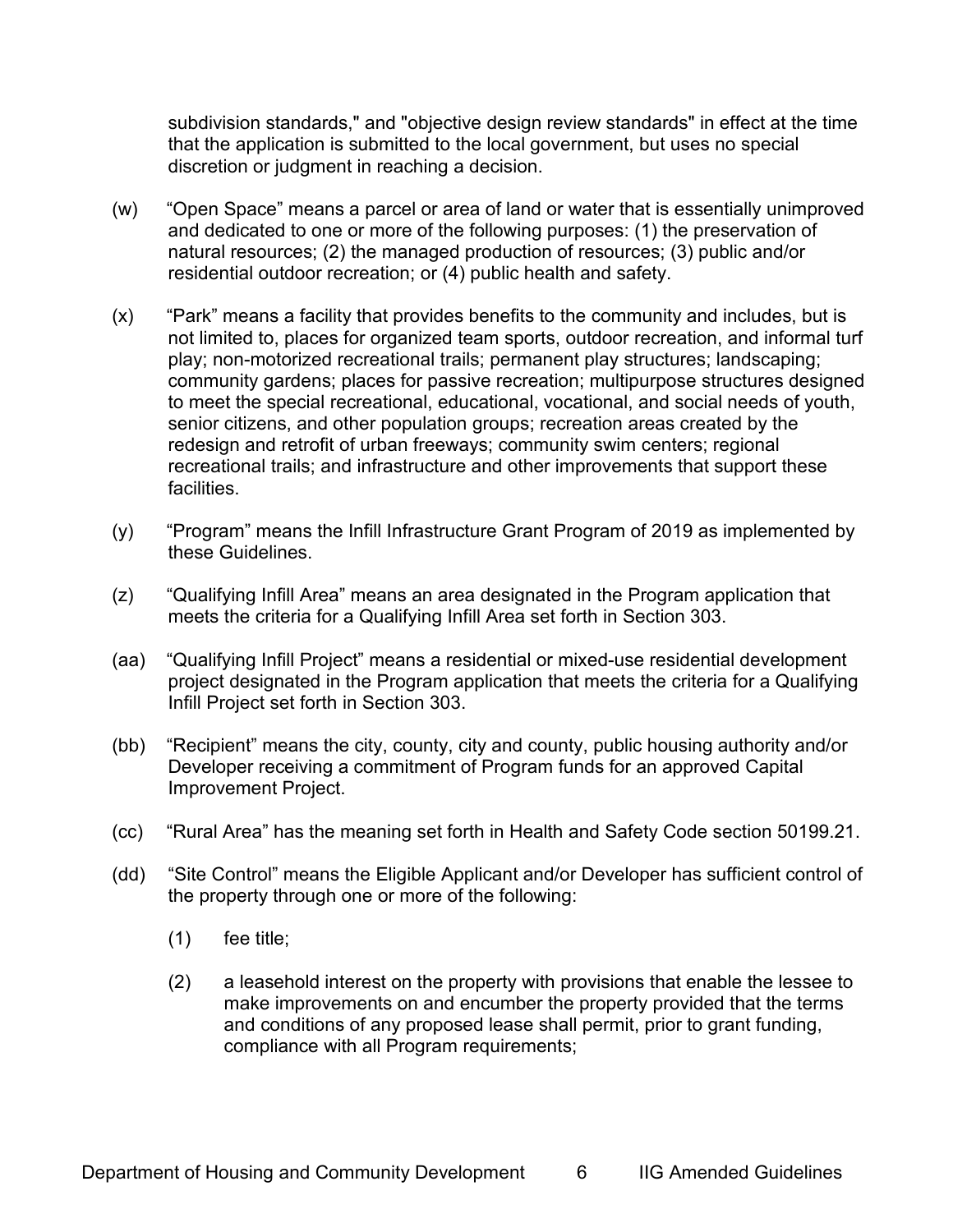subdivision standards," and "objective design review standards" in effect at the time that the application is submitted to the local government, but uses no special discretion or judgment in reaching a decision.

(w) "Open Space" means a parcel or area of land or water that is essentially unimproved and dedicated to one or more of the following purposes: (1) the preservation of natural resources; (2) the managed production of resources; (3) public and/or residential outdoor recreation; or (4) public health and safety.

(x) "Park" means a facility that provides benefits to the community and includes, but is not limited to, places for organized team sports, outdoor recreation, and informal turf play; non-motorized recreational trails; permanent play structures; landscaping; community gardens; places for passive recreation; multipurpose structures designed to meet the special recreational, educational, vocational, and social needs of youth, senior citizens, and other population groups; recreation areas created by the redesign and retrofit of urban freeways; community swim centers; regional recreational trails; and infrastructure and other improvements that support these facilities.

(y) "Program" means the Infill Infrastructure Grant Program of 2019 as implemented by these Guidelines.

(z) "Qualifying Infill Area" means an area designated in the Program application that meets the criteria for a Qualifying Infill Area set forth in Section 303.

(aa) "Qualifying Infill Project" means a residential or mixed-use residential development project designated in the Program application that meets the criteria for a Qualifying Infill Project set forth in Section 303.

(bb) "Recipient" means the city, county, city and county, public housing authority and/or Developer receiving a commitment of Program funds for an approved Capital Improvement Project.

(cc) "Rural Area" has the meaning set forth in Health and Safety Code section 50199.21.

(dd) "Site Control" means the Eligible Applicant and/or Developer has sufficient control of the property through one or more of the following:

   (1) fee title;

   (2) a leasehold interest on the property with provisions that enable the lessee to make improvements on and encumber the property provided that the terms and conditions of any proposed lease shall permit, prior to grant funding, compliance with all Program requirements;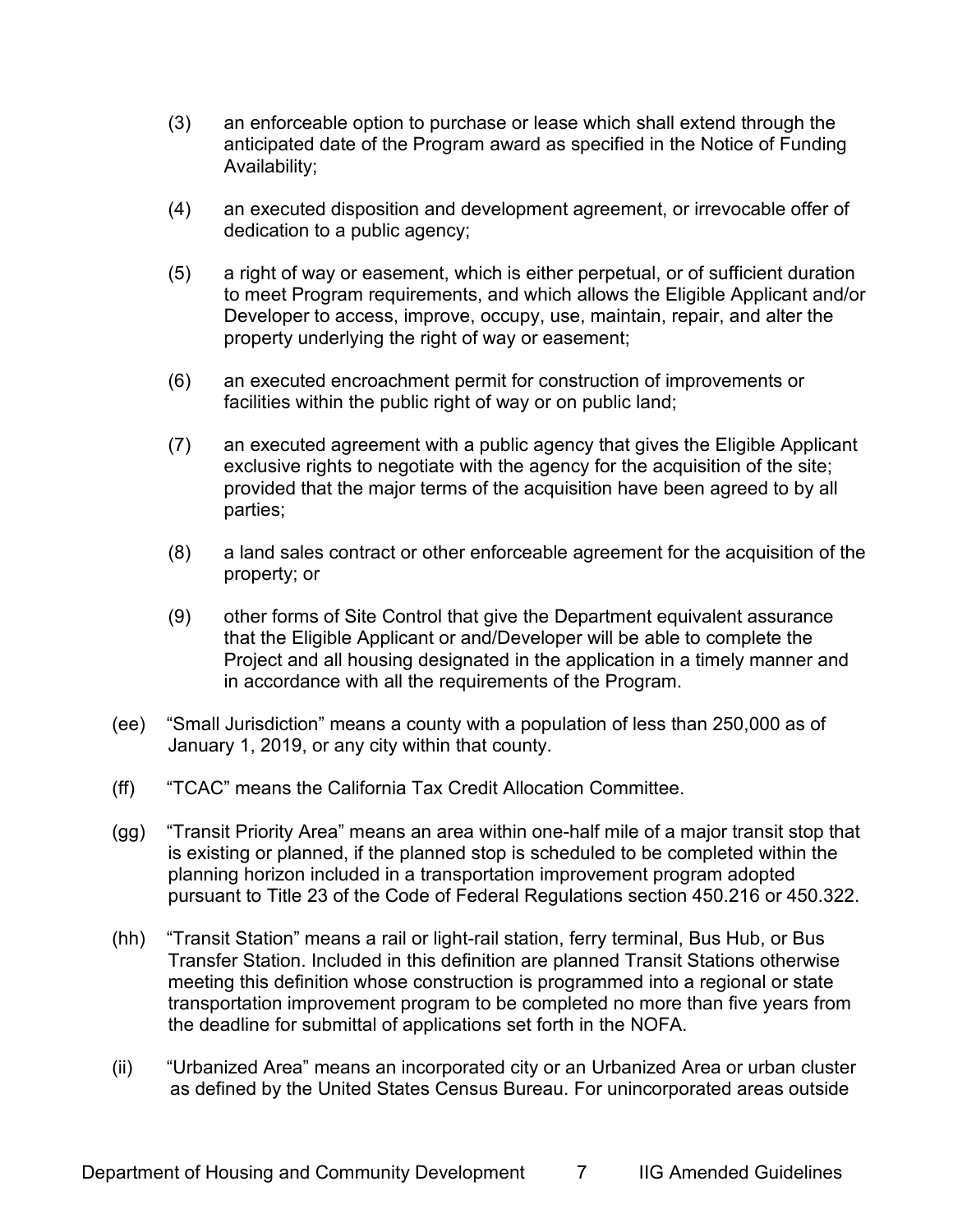(3) an enforceable option to purchase or lease which shall extend through the anticipated date of the Program award as specified in the Notice of Funding Availability;

(4) an executed disposition and development agreement, or irrevocable offer of dedication to a public agency;

(5) a right of way or easement, which is either perpetual, or of sufficient duration to meet Program requirements, and which allows the Eligible Applicant and/or Developer to access, improve, occupy, use, maintain, repair, and alter the property underlying the right of way or easement;

(6) an executed encroachment permit for construction of improvements or facilities within the public right of way or on public land;

(7) an executed agreement with a public agency that gives the Eligible Applicant exclusive rights to negotiate with the agency for the acquisition of the site; provided that the major terms of the acquisition have been agreed to by all parties;

(8) a land sales contract or other enforceable agreement for the acquisition of the property; or

(9) other forms of Site Control that give the Department equivalent assurance that the Eligible Applicant or and/Developer will be able to complete the Project and all housing designated in the application in a timely manner and in accordance with all the requirements of the Program.

(ee) "Small Jurisdiction" means a county with a population of less than 250,000 as of January 1, 2019, or any city within that county.

(ff) "TCAC" means the California Tax Credit Allocation Committee.

(gg) "Transit Priority Area" means an area within one-half mile of a major transit stop that is existing or planned, if the planned stop is scheduled to be completed within the planning horizon included in a transportation improvement program adopted pursuant to Title 23 of the Code of Federal Regulations section 450.216 or 450.322.

(hh) "Transit Station" means a rail or light-rail station, ferry terminal, Bus Hub, or Bus Transfer Station. Included in this definition are planned Transit Stations otherwise meeting this definition whose construction is programmed into a regional or state transportation improvement program to be completed no more than five years from the deadline for submittal of applications set forth in the NOFA.

(ii) "Urbanized Area" means an incorporated city or an Urbanized Area or urban cluster as defined by the United States Census Bureau. For unincorporated areas outside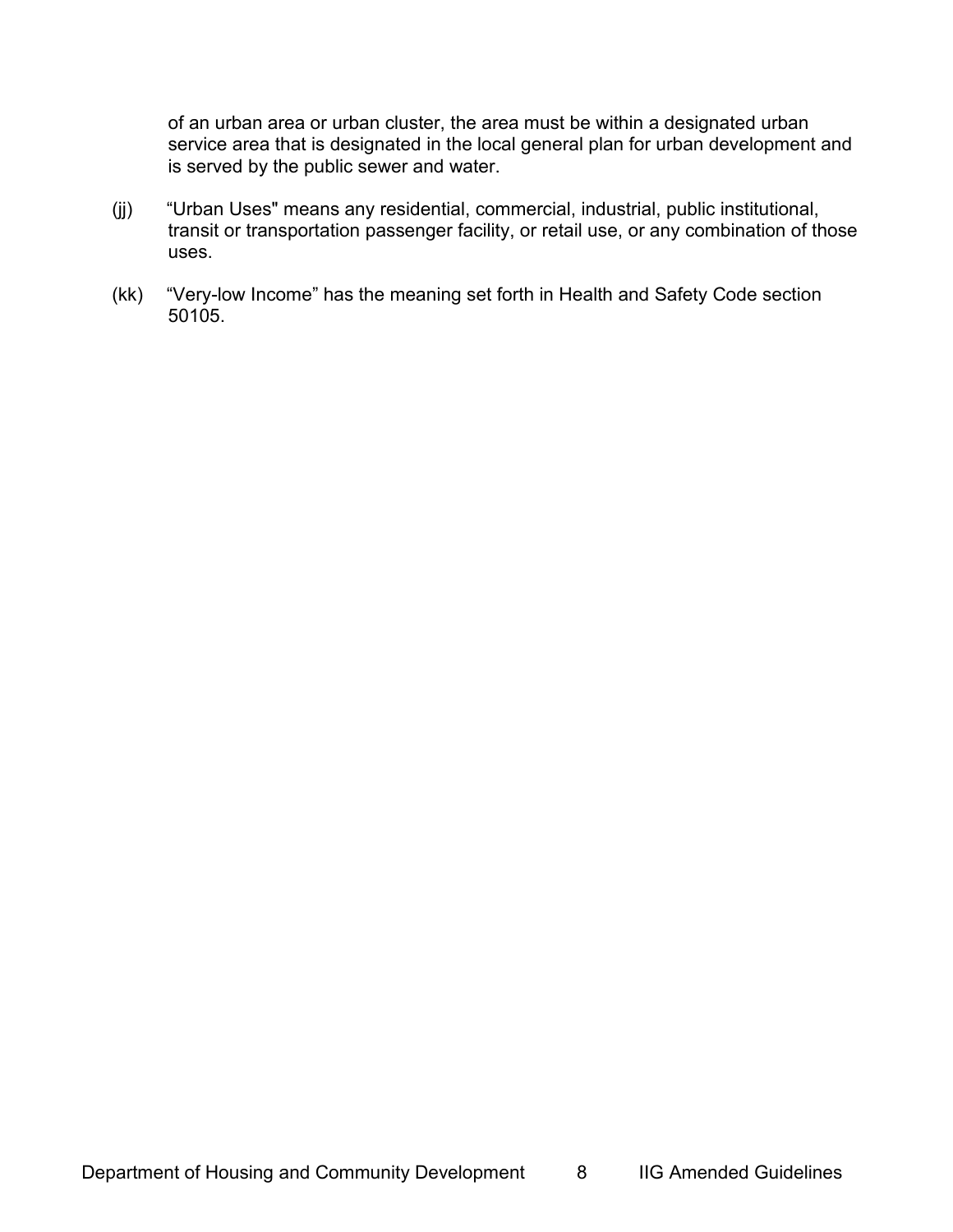of an urban area or urban cluster, the area must be within a designated urban service area that is designated in the local general plan for urban development and is served by the public sewer and water.

(jj) “Urban Uses" means any residential, commercial, industrial, public institutional, transit or transportation passenger facility, or retail use, or any combination of those uses.

(kk) “Very-low Income” has the meaning set forth in Health and Safety Code section 50105.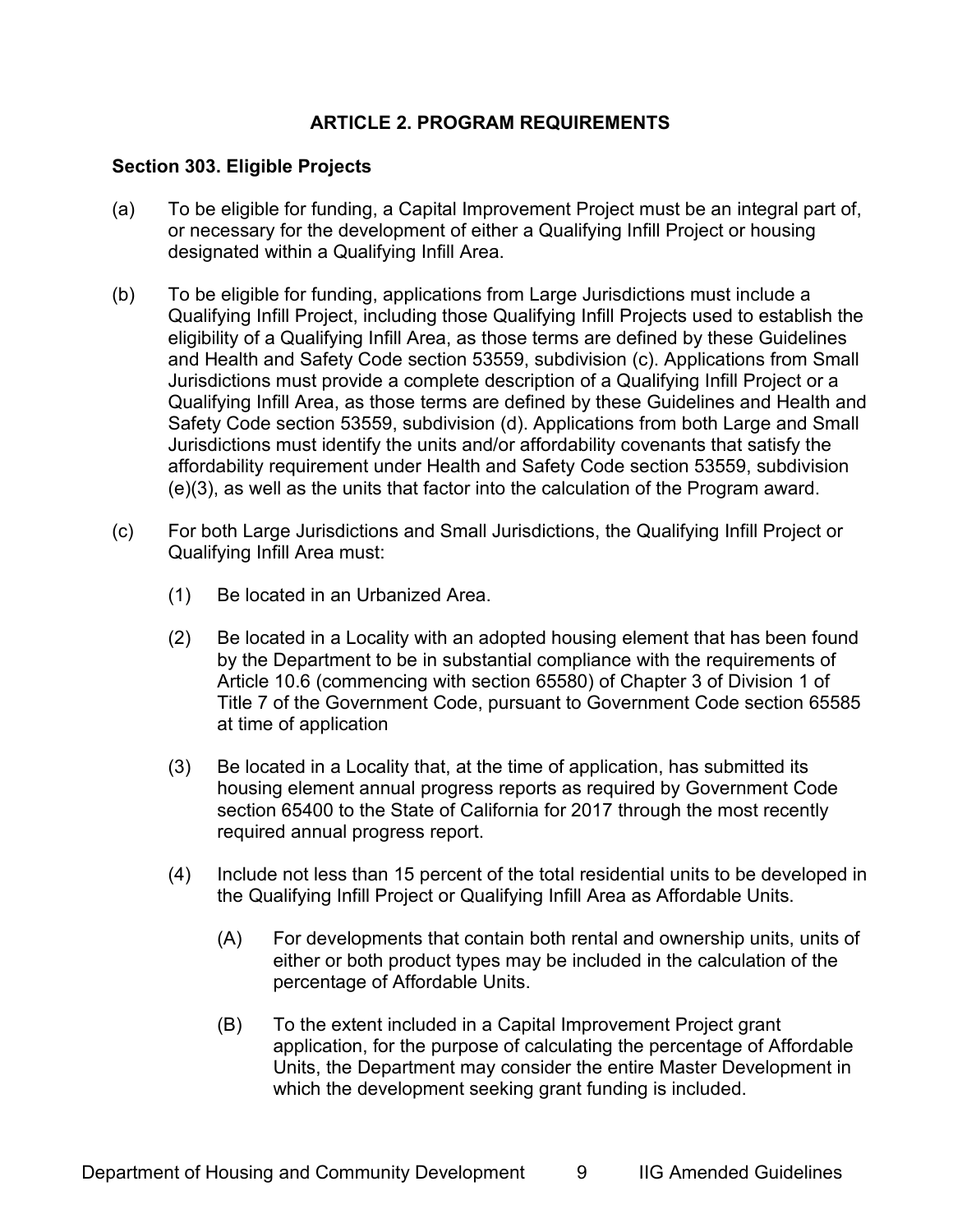## ARTICLE 2. PROGRAM REQUIREMENTS

### Section 303. Eligible Projects

(a) To be eligible for funding, a Capital Improvement Project must be an integral part of, or necessary for the development of either a Qualifying Infill Project or housing designated within a Qualifying Infill Area.

(b) To be eligible for funding, applications from Large Jurisdictions must include a Qualifying Infill Project, including those Qualifying Infill Projects used to establish the eligibility of a Qualifying Infill Area, as those terms are defined by these Guidelines and Health and Safety Code section 53559, subdivision (c). Applications from Small Jurisdictions must provide a complete description of a Qualifying Infill Project or a Qualifying Infill Area, as those terms are defined by these Guidelines and Health and Safety Code section 53559, subdivision (d). Applications from both Large and Small Jurisdictions must identify the units and/or affordability covenants that satisfy the affordability requirement under Health and Safety Code section 53559, subdivision (e)(3), as well as the units that factor into the calculation of the Program award.

(c) For both Large Jurisdictions and Small Jurisdictions, the Qualifying Infill Project or Qualifying Infill Area must:

  (1) Be located in an Urbanized Area.

  (2) Be located in a Locality with an adopted housing element that has been found by the Department to be in substantial compliance with the requirements of Article 10.6 (commencing with section 65580) of Chapter 3 of Division 1 of Title 7 of the Government Code, pursuant to Government Code section 65585 at time of application

  (3) Be located in a Locality that, at the time of application, has submitted its housing element annual progress reports as required by Government Code section 65400 to the State of California for 2017 through the most recently required annual progress report.

  (4) Include not less than 15 percent of the total residential units to be developed in the Qualifying Infill Project or Qualifying Infill Area as Affordable Units.

    (A) For developments that contain both rental and ownership units, units of either or both product types may be included in the calculation of the percentage of Affordable Units.

    (B) To the extent included in a Capital Improvement Project grant application, for the purpose of calculating the percentage of Affordable Units, the Department may consider the entire Master Development in which the development seeking grant funding is included.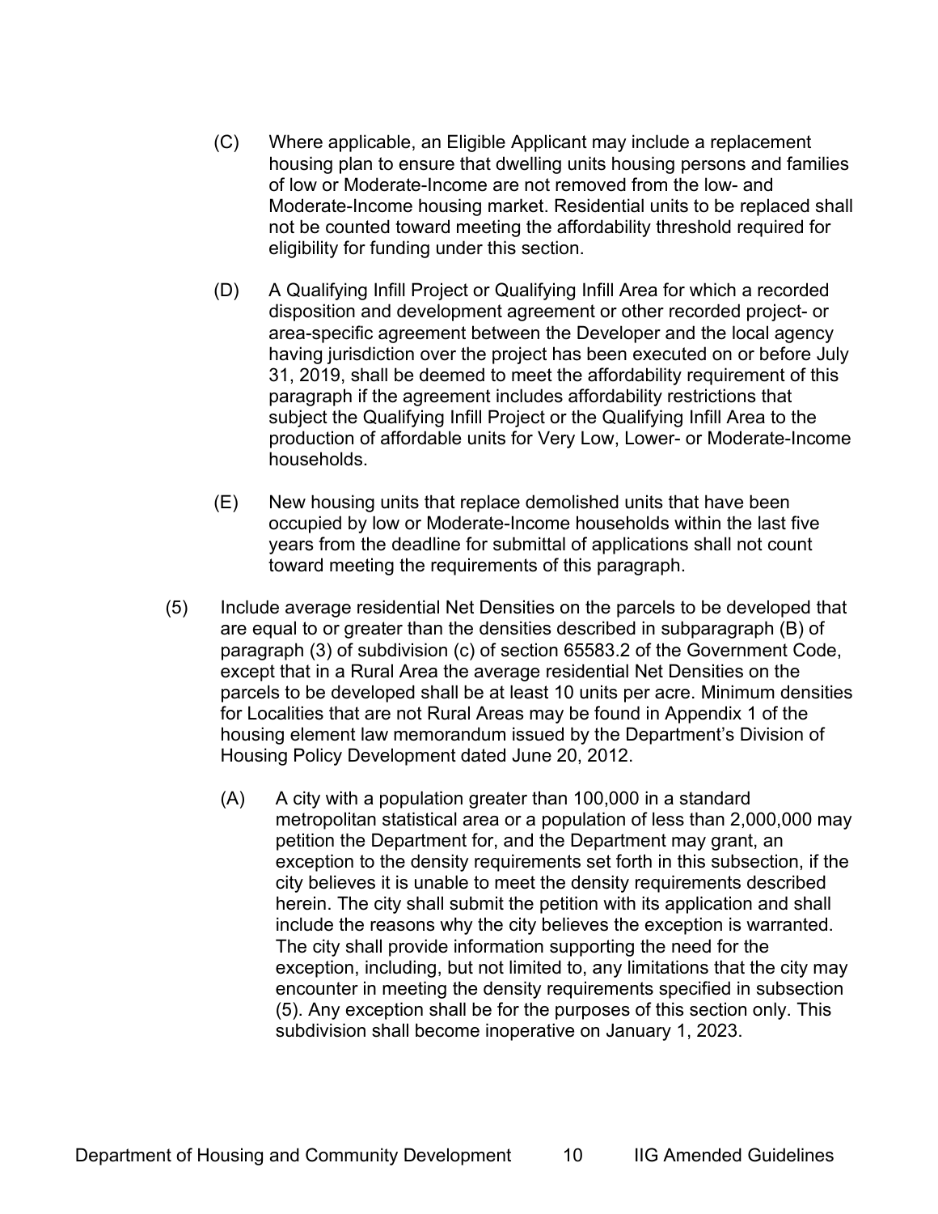(C) Where applicable, an Eligible Applicant may include a replacement housing plan to ensure that dwelling units housing persons and families of low or Moderate-Income are not removed from the low- and Moderate-Income housing market. Residential units to be replaced shall not be counted toward meeting the affordability threshold required for eligibility for funding under this section.

(D) A Qualifying Infill Project or Qualifying Infill Area for which a recorded disposition and development agreement or other recorded project- or area-specific agreement between the Developer and the local agency having jurisdiction over the project has been executed on or before July 31, 2019, shall be deemed to meet the affordability requirement of this paragraph if the agreement includes affordability restrictions that subject the Qualifying Infill Project or the Qualifying Infill Area to the production of affordable units for Very Low, Lower- or Moderate-Income households.

(E) New housing units that replace demolished units that have been occupied by low or Moderate-Income households within the last five years from the deadline for submittal of applications shall not count toward meeting the requirements of this paragraph.

(5) Include average residential Net Densities on the parcels to be developed that are equal to or greater than the densities described in subparagraph (B) of paragraph (3) of subdivision (c) of section 65583.2 of the Government Code, except that in a Rural Area the average residential Net Densities on the parcels to be developed shall be at least 10 units per acre. Minimum densities for Localities that are not Rural Areas may be found in Appendix 1 of the housing element law memorandum issued by the Department's Division of Housing Policy Development dated June 20, 2012.

(A) A city with a population greater than 100,000 in a standard metropolitan statistical area or a population of less than 2,000,000 may petition the Department for, and the Department may grant, an exception to the density requirements set forth in this subsection, if the city believes it is unable to meet the density requirements described herein. The city shall submit the petition with its application and shall include the reasons why the city believes the exception is warranted. The city shall provide information supporting the need for the exception, including, but not limited to, any limitations that the city may encounter in meeting the density requirements specified in subsection (5). Any exception shall be for the purposes of this section only. This subdivision shall become inoperative on January 1, 2023.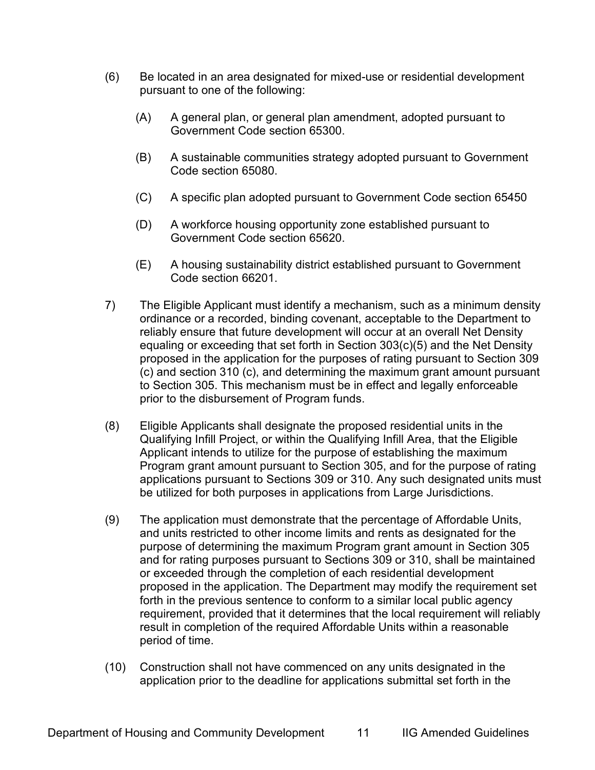(6) Be located in an area designated for mixed-use or residential development pursuant to one of the following:

   (A) A general plan, or general plan amendment, adopted pursuant to Government Code section 65300.

   (B) A sustainable communities strategy adopted pursuant to Government Code section 65080.

   (C) A specific plan adopted pursuant to Government Code section 65450

   (D) A workforce housing opportunity zone established pursuant to Government Code section 65620.

   (E) A housing sustainability district established pursuant to Government Code section 66201.

7) The Eligible Applicant must identify a mechanism, such as a minimum density ordinance or a recorded, binding covenant, acceptable to the Department to reliably ensure that future development will occur at an overall Net Density equaling or exceeding that set forth in Section 303(c)(5) and the Net Density proposed in the application for the purposes of rating pursuant to Section 309 (c) and section 310 (c), and determining the maximum grant amount pursuant to Section 305. This mechanism must be in effect and legally enforceable prior to the disbursement of Program funds.

(8) Eligible Applicants shall designate the proposed residential units in the Qualifying Infill Project, or within the Qualifying Infill Area, that the Eligible Applicant intends to utilize for the purpose of establishing the maximum Program grant amount pursuant to Section 305, and for the purpose of rating applications pursuant to Sections 309 or 310. Any such designated units must be utilized for both purposes in applications from Large Jurisdictions.

(9) The application must demonstrate that the percentage of Affordable Units, and units restricted to other income limits and rents as designated for the purpose of determining the maximum Program grant amount in Section 305 and for rating purposes pursuant to Sections 309 or 310, shall be maintained or exceeded through the completion of each residential development proposed in the application. The Department may modify the requirement set forth in the previous sentence to conform to a similar local public agency requirement, provided that it determines that the local requirement will reliably result in completion of the required Affordable Units within a reasonable period of time.

(10) Construction shall not have commenced on any units designated in the application prior to the deadline for applications submittal set forth in the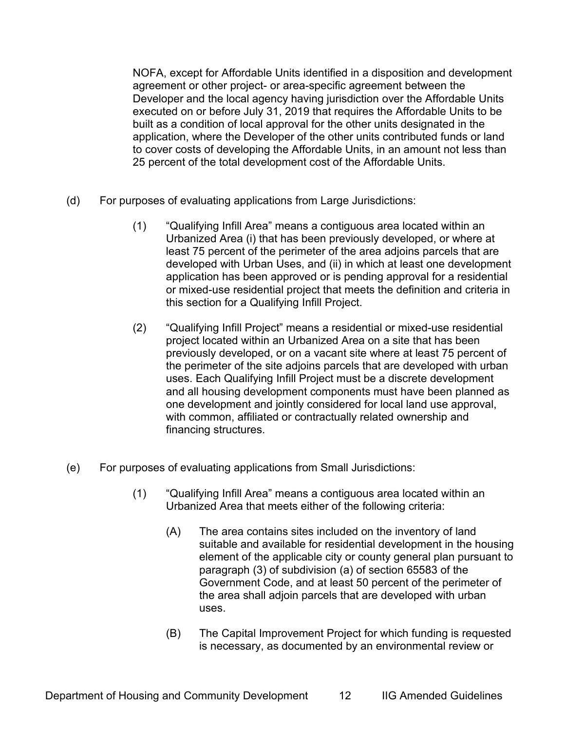NOFA, except for Affordable Units identified in a disposition and development agreement or other project- or area-specific agreement between the Developer and the local agency having jurisdiction over the Affordable Units executed on or before July 31, 2019 that requires the Affordable Units to be built as a condition of local approval for the other units designated in the application, where the Developer of the other units contributed funds or land to cover costs of developing the Affordable Units, in an amount not less than 25 percent of the total development cost of the Affordable Units.

(d) For purposes of evaluating applications from Large Jurisdictions:

(1) "Qualifying Infill Area" means a contiguous area located within an Urbanized Area (i) that has been previously developed, or where at least 75 percent of the perimeter of the area adjoins parcels that are developed with Urban Uses, and (ii) in which at least one development application has been approved or is pending approval for a residential or mixed-use residential project that meets the definition and criteria in this section for a Qualifying Infill Project.

(2) "Qualifying Infill Project" means a residential or mixed-use residential project located within an Urbanized Area on a site that has been previously developed, or on a vacant site where at least 75 percent of the perimeter of the site adjoins parcels that are developed with urban uses. Each Qualifying Infill Project must be a discrete development and all housing development components must have been planned as one development and jointly considered for local land use approval, with common, affiliated or contractually related ownership and financing structures.

(e) For purposes of evaluating applications from Small Jurisdictions:

(1) "Qualifying Infill Area" means a contiguous area located within an Urbanized Area that meets either of the following criteria:

(A) The area contains sites included on the inventory of land suitable and available for residential development in the housing element of the applicable city or county general plan pursuant to paragraph (3) of subdivision (a) of section 65583 of the Government Code, and at least 50 percent of the perimeter of the area shall adjoin parcels that are developed with urban uses.

(B) The Capital Improvement Project for which funding is requested is necessary, as documented by an environmental review or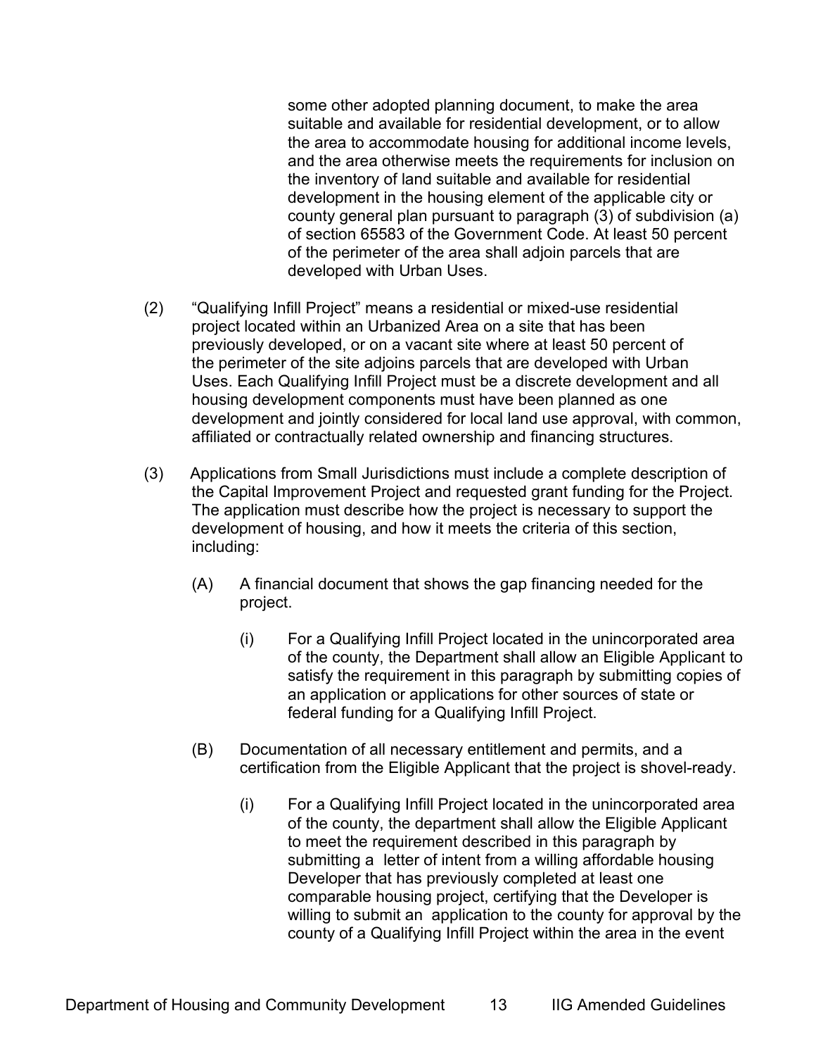some other adopted planning document, to make the area suitable and available for residential development, or to allow the area to accommodate housing for additional income levels, and the area otherwise meets the requirements for inclusion on the inventory of land suitable and available for residential development in the housing element of the applicable city or county general plan pursuant to paragraph (3) of subdivision (a) of section 65583 of the Government Code. At least 50 percent of the perimeter of the area shall adjoin parcels that are developed with Urban Uses.

(2) "Qualifying Infill Project" means a residential or mixed-use residential project located within an Urbanized Area on a site that has been previously developed, or on a vacant site where at least 50 percent of the perimeter of the site adjoins parcels that are developed with Urban Uses. Each Qualifying Infill Project must be a discrete development and all housing development components must have been planned as one development and jointly considered for local land use approval, with common, affiliated or contractually related ownership and financing structures.

(3) Applications from Small Jurisdictions must include a complete description of the Capital Improvement Project and requested grant funding for the Project. The application must describe how the project is necessary to support the development of housing, and how it meets the criteria of this section, including:

(A) A financial document that shows the gap financing needed for the project.

(i) For a Qualifying Infill Project located in the unincorporated area of the county, the Department shall allow an Eligible Applicant to satisfy the requirement in this paragraph by submitting copies of an application or applications for other sources of state or federal funding for a Qualifying Infill Project.

(B) Documentation of all necessary entitlement and permits, and a certification from the Eligible Applicant that the project is shovel-ready.

(i) For a Qualifying Infill Project located in the unincorporated area of the county, the department shall allow the Eligible Applicant to meet the requirement described in this paragraph by submitting a letter of intent from a willing affordable housing Developer that has previously completed at least one comparable housing project, certifying that the Developer is willing to submit an application to the county for approval by the county of a Qualifying Infill Project within the area in the event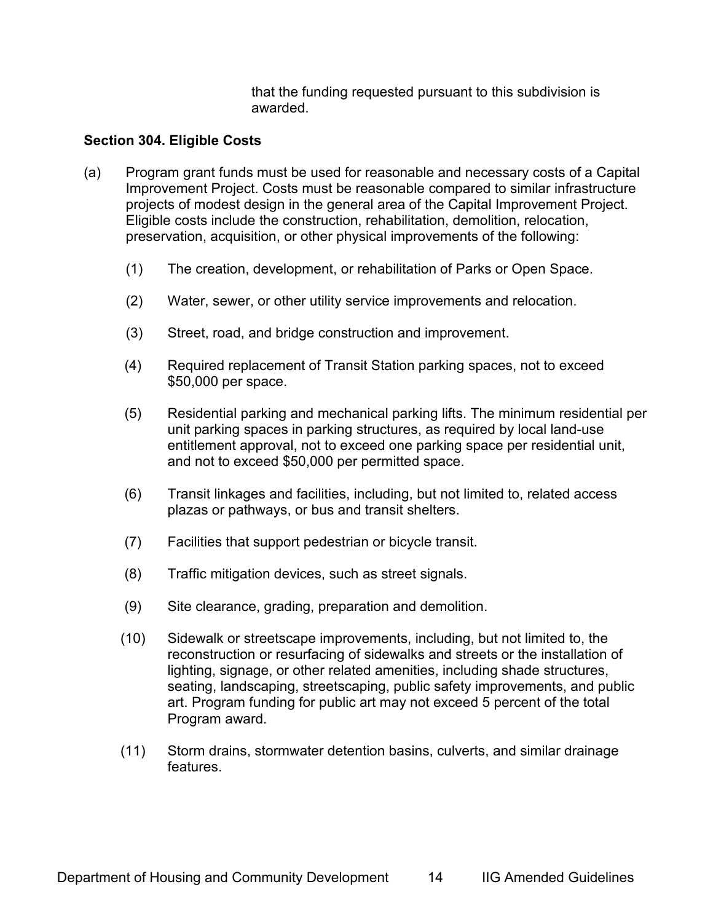that the funding requested pursuant to this subdivision is awarded.

### Section 304. Eligible Costs

(a) Program grant funds must be used for reasonable and necessary costs of a Capital Improvement Project. Costs must be reasonable compared to similar infrastructure projects of modest design in the general area of the Capital Improvement Project. Eligible costs include the construction, rehabilitation, demolition, relocation, preservation, acquisition, or other physical improvements of the following:

   (1) The creation, development, or rehabilitation of Parks or Open Space.

   (2) Water, sewer, or other utility service improvements and relocation.

   (3) Street, road, and bridge construction and improvement.

   (4) Required replacement of Transit Station parking spaces, not to exceed $50,000 per space.

   (5) Residential parking and mechanical parking lifts. The minimum residential per unit parking spaces in parking structures, as required by local land-use entitlement approval, not to exceed one parking space per residential unit, and not to exceed $50,000 per permitted space.

   (6) Transit linkages and facilities, including, but not limited to, related access plazas or pathways, or bus and transit shelters.

   (7) Facilities that support pedestrian or bicycle transit.

   (8) Traffic mitigation devices, such as street signals.

   (9) Site clearance, grading, preparation and demolition.

   (10) Sidewalk or streetscape improvements, including, but not limited to, the reconstruction or resurfacing of sidewalks and streets or the installation of lighting, signage, or other related amenities, including shade structures, seating, landscaping, streetscaping, public safety improvements, and public art. Program funding for public art may not exceed 5 percent of the total Program award.

   (11) Storm drains, stormwater detention basins, culverts, and similar drainage features.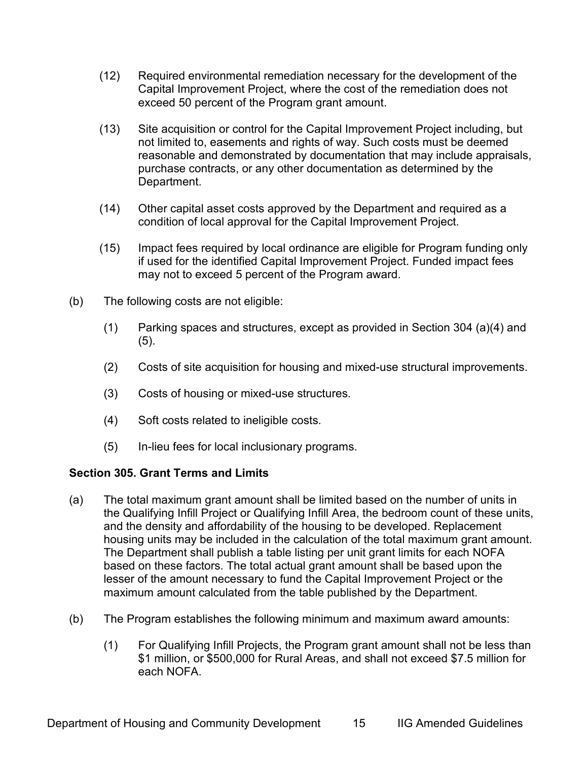(12) Required environmental remediation necessary for the development of the Capital Improvement Project, where the cost of the remediation does not exceed 50 percent of the Program grant amount.

(13) Site acquisition or control for the Capital Improvement Project including, but not limited to, easements and rights of way. Such costs must be deemed reasonable and demonstrated by documentation that may include appraisals, purchase contracts, or any other documentation as determined by the Department.

(14) Other capital asset costs approved by the Department and required as a condition of local approval for the Capital Improvement Project.

(15) Impact fees required by local ordinance are eligible for Program funding only if used for the identified Capital Improvement Project. Funded impact fees may not to exceed 5 percent of the Program award.

(b) The following costs are not eligible:

(1) Parking spaces and structures, except as provided in Section 304 (a)(4) and (5).

(2) Costs of site acquisition for housing and mixed-use structural improvements.

(3) Costs of housing or mixed-use structures.

(4) Soft costs related to ineligible costs.

(5) In-lieu fees for local inclusionary programs.

**Section 305. Grant Terms and Limits**

(a) The total maximum grant amount shall be limited based on the number of units in the Qualifying Infill Project or Qualifying Infill Area, the bedroom count of these units, and the density and affordability of the housing to be developed. Replacement housing units may be included in the calculation of the total maximum grant amount. The Department shall publish a table listing per unit grant limits for each NOFA based on these factors. The total actual grant amount shall be based upon the lesser of the amount necessary to fund the Capital Improvement Project or the maximum amount calculated from the table published by the Department.

(b) The Program establishes the following minimum and maximum award amounts:

(1) For Qualifying Infill Projects, the Program grant amount shall not be less than $1 million, or $500,000 for Rural Areas, and shall not exceed $7.5 million for each NOFA.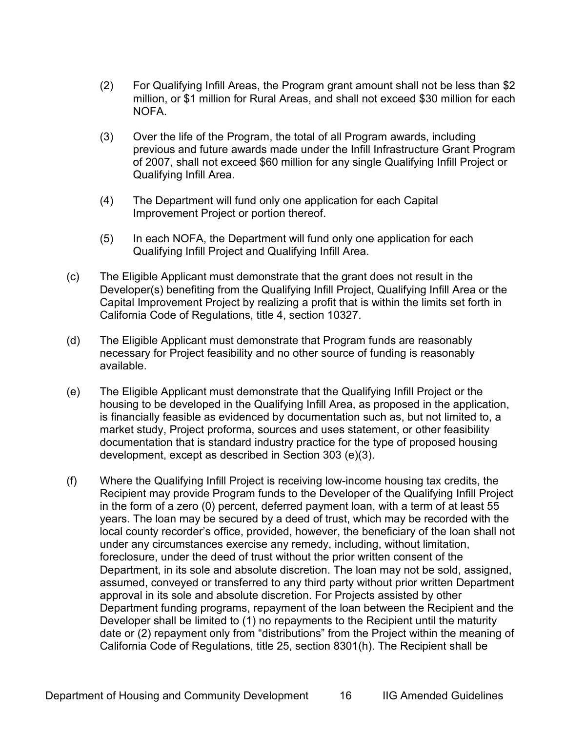(2) For Qualifying Infill Areas, the Program grant amount shall not be less than $2 million, or $1 million for Rural Areas, and shall not exceed $30 million for each NOFA.

(3) Over the life of the Program, the total of all Program awards, including previous and future awards made under the Infill Infrastructure Grant Program of 2007, shall not exceed $60 million for any single Qualifying Infill Project or Qualifying Infill Area.

(4) The Department will fund only one application for each Capital Improvement Project or portion thereof.

(5) In each NOFA, the Department will fund only one application for each Qualifying Infill Project and Qualifying Infill Area.

(c) The Eligible Applicant must demonstrate that the grant does not result in the Developer(s) benefiting from the Qualifying Infill Project, Qualifying Infill Area or the Capital Improvement Project by realizing a profit that is within the limits set forth in California Code of Regulations, title 4, section 10327.

(d) The Eligible Applicant must demonstrate that Program funds are reasonably necessary for Project feasibility and no other source of funding is reasonably available.

(e) The Eligible Applicant must demonstrate that the Qualifying Infill Project or the housing to be developed in the Qualifying Infill Area, as proposed in the application, is financially feasible as evidenced by documentation such as, but not limited to, a market study, Project proforma, sources and uses statement, or other feasibility documentation that is standard industry practice for the type of proposed housing development, except as described in Section 303 (e)(3).

(f) Where the Qualifying Infill Project is receiving low-income housing tax credits, the Recipient may provide Program funds to the Developer of the Qualifying Infill Project in the form of a zero (0) percent, deferred payment loan, with a term of at least 55 years. The loan may be secured by a deed of trust, which may be recorded with the local county recorder's office, provided, however, the beneficiary of the loan shall not under any circumstances exercise any remedy, including, without limitation, foreclosure, under the deed of trust without the prior written consent of the Department, in its sole and absolute discretion. The loan may not be sold, assigned, assumed, conveyed or transferred to any third party without prior written Department approval in its sole and absolute discretion. For Projects assisted by other Department funding programs, repayment of the loan between the Recipient and the Developer shall be limited to (1) no repayments to the Recipient until the maturity date or (2) repayment only from "distributions" from the Project within the meaning of California Code of Regulations, title 25, section 8301(h). The Recipient shall be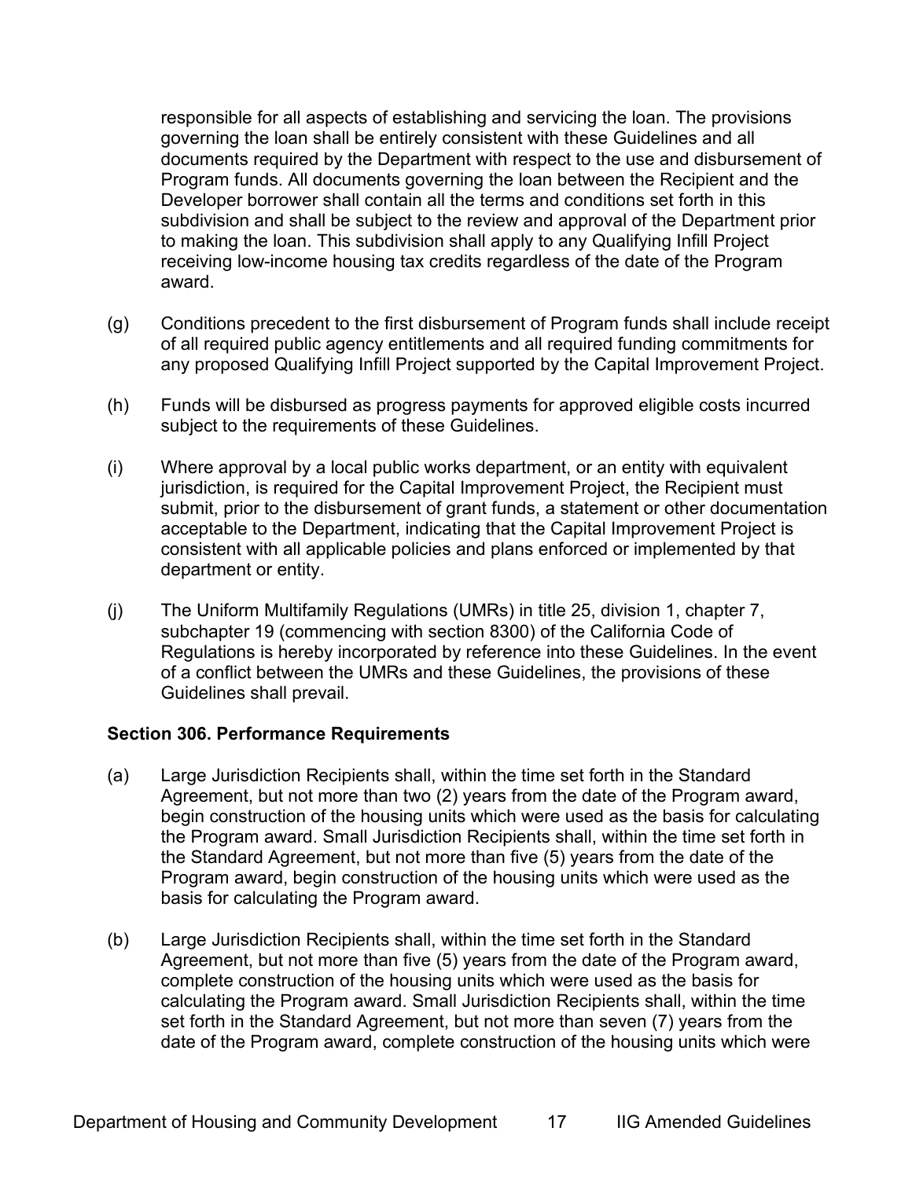responsible for all aspects of establishing and servicing the loan. The provisions governing the loan shall be entirely consistent with these Guidelines and all documents required by the Department with respect to the use and disbursement of Program funds. All documents governing the loan between the Recipient and the Developer borrower shall contain all the terms and conditions set forth in this subdivision and shall be subject to the review and approval of the Department prior to making the loan. This subdivision shall apply to any Qualifying Infill Project receiving low-income housing tax credits regardless of the date of the Program award.

(g) Conditions precedent to the first disbursement of Program funds shall include receipt of all required public agency entitlements and all required funding commitments for any proposed Qualifying Infill Project supported by the Capital Improvement Project.

(h) Funds will be disbursed as progress payments for approved eligible costs incurred subject to the requirements of these Guidelines.

(i) Where approval by a local public works department, or an entity with equivalent jurisdiction, is required for the Capital Improvement Project, the Recipient must submit, prior to the disbursement of grant funds, a statement or other documentation acceptable to the Department, indicating that the Capital Improvement Project is consistent with all applicable policies and plans enforced or implemented by that department or entity.

(j) The Uniform Multifamily Regulations (UMRs) in title 25, division 1, chapter 7, subchapter 19 (commencing with section 8300) of the California Code of Regulations is hereby incorporated by reference into these Guidelines. In the event of a conflict between the UMRs and these Guidelines, the provisions of these Guidelines shall prevail.

**Section 306. Performance Requirements**

(a) Large Jurisdiction Recipients shall, within the time set forth in the Standard Agreement, but not more than two (2) years from the date of the Program award, begin construction of the housing units which were used as the basis for calculating the Program award. Small Jurisdiction Recipients shall, within the time set forth in the Standard Agreement, but not more than five (5) years from the date of the Program award, begin construction of the housing units which were used as the basis for calculating the Program award.

(b) Large Jurisdiction Recipients shall, within the time set forth in the Standard Agreement, but not more than five (5) years from the date of the Program award, complete construction of the housing units which were used as the basis for calculating the Program award. Small Jurisdiction Recipients shall, within the time set forth in the Standard Agreement, but not more than seven (7) years from the date of the Program award, complete construction of the housing units which were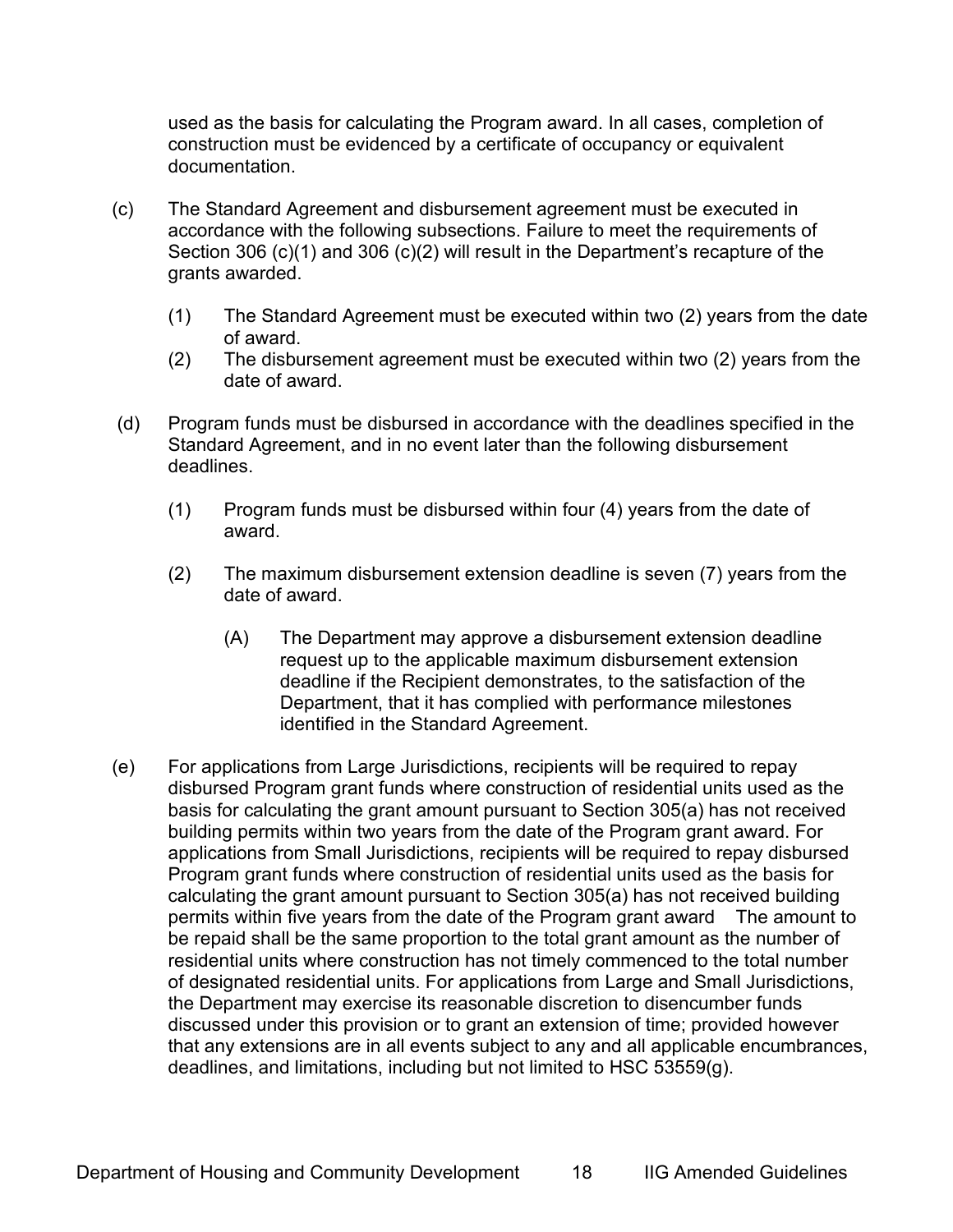used as the basis for calculating the Program award. In all cases, completion of construction must be evidenced by a certificate of occupancy or equivalent documentation.

(c) The Standard Agreement and disbursement agreement must be executed in accordance with the following subsections. Failure to meet the requirements of Section 306 (c)(1) and 306 (c)(2) will result in the Department's recapture of the grants awarded.

  (1) The Standard Agreement must be executed within two (2) years from the date of award.

  (2) The disbursement agreement must be executed within two (2) years from the date of award.

(d) Program funds must be disbursed in accordance with the deadlines specified in the Standard Agreement, and in no event later than the following disbursement deadlines.

  (1) Program funds must be disbursed within four (4) years from the date of award.

  (2) The maximum disbursement extension deadline is seven (7) years from the date of award.

    (A) The Department may approve a disbursement extension deadline request up to the applicable maximum disbursement extension deadline if the Recipient demonstrates, to the satisfaction of the Department, that it has complied with performance milestones identified in the Standard Agreement.

(e) For applications from Large Jurisdictions, recipients will be required to repay disbursed Program grant funds where construction of residential units used as the basis for calculating the grant amount pursuant to Section 305(a) has not received building permits within two years from the date of the Program grant award. For applications from Small Jurisdictions, recipients will be required to repay disbursed Program grant funds where construction of residential units used as the basis for calculating the grant amount pursuant to Section 305(a) has not received building permits within five years from the date of the Program grant award  The amount to be repaid shall be the same proportion to the total grant amount as the number of residential units where construction has not timely commenced to the total number of designated residential units. For applications from Large and Small Jurisdictions, the Department may exercise its reasonable discretion to disencumber funds discussed under this provision or to grant an extension of time; provided however that any extensions are in all events subject to any and all applicable encumbrances, deadlines, and limitations, including but not limited to HSC 53559(g).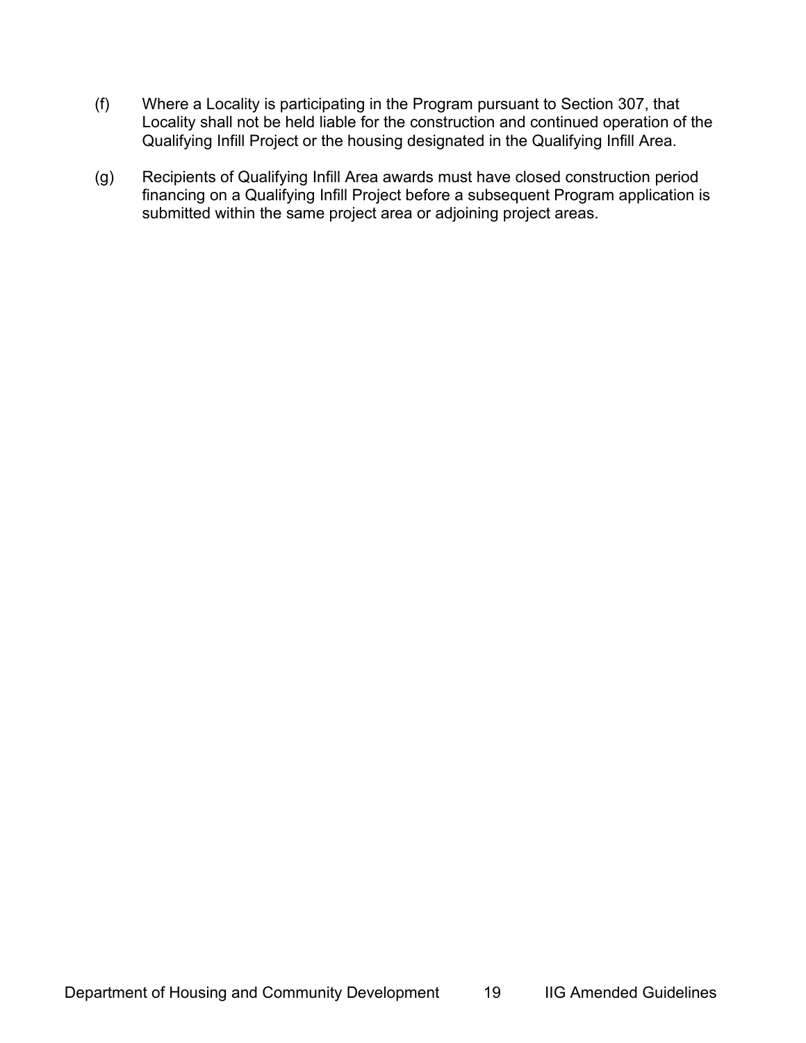(f) Where a Locality is participating in the Program pursuant to Section 307, that Locality shall not be held liable for the construction and continued operation of the Qualifying Infill Project or the housing designated in the Qualifying Infill Area.

(g) Recipients of Qualifying Infill Area awards must have closed construction period financing on a Qualifying Infill Project before a subsequent Program application is submitted within the same project area or adjoining project areas.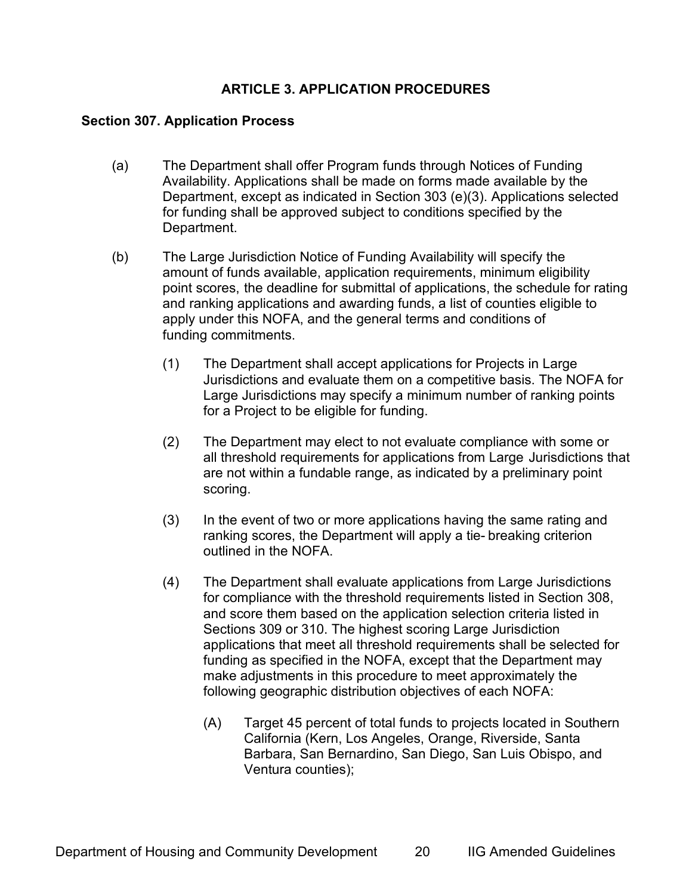## ARTICLE 3. APPLICATION PROCEDURES

### Section 307. Application Process

(a) The Department shall offer Program funds through Notices of Funding Availability. Applications shall be made on forms made available by the Department, except as indicated in Section 303 (e)(3). Applications selected for funding shall be approved subject to conditions specified by the Department.

(b) The Large Jurisdiction Notice of Funding Availability will specify the amount of funds available, application requirements, minimum eligibility point scores, the deadline for submittal of applications, the schedule for rating and ranking applications and awarding funds, a list of counties eligible to apply under this NOFA, and the general terms and conditions of funding commitments.

(1) The Department shall accept applications for Projects in Large Jurisdictions and evaluate them on a competitive basis. The NOFA for Large Jurisdictions may specify a minimum number of ranking points for a Project to be eligible for funding.

(2) The Department may elect to not evaluate compliance with some or all threshold requirements for applications from Large Jurisdictions that are not within a fundable range, as indicated by a preliminary point scoring.

(3) In the event of two or more applications having the same rating and ranking scores, the Department will apply a tie- breaking criterion outlined in the NOFA.

(4) The Department shall evaluate applications from Large Jurisdictions for compliance with the threshold requirements listed in Section 308, and score them based on the application selection criteria listed in Sections 309 or 310. The highest scoring Large Jurisdiction applications that meet all threshold requirements shall be selected for funding as specified in the NOFA, except that the Department may make adjustments in this procedure to meet approximately the following geographic distribution objectives of each NOFA:

(A) Target 45 percent of total funds to projects located in Southern California (Kern, Los Angeles, Orange, Riverside, Santa Barbara, San Bernardino, San Diego, San Luis Obispo, and Ventura counties);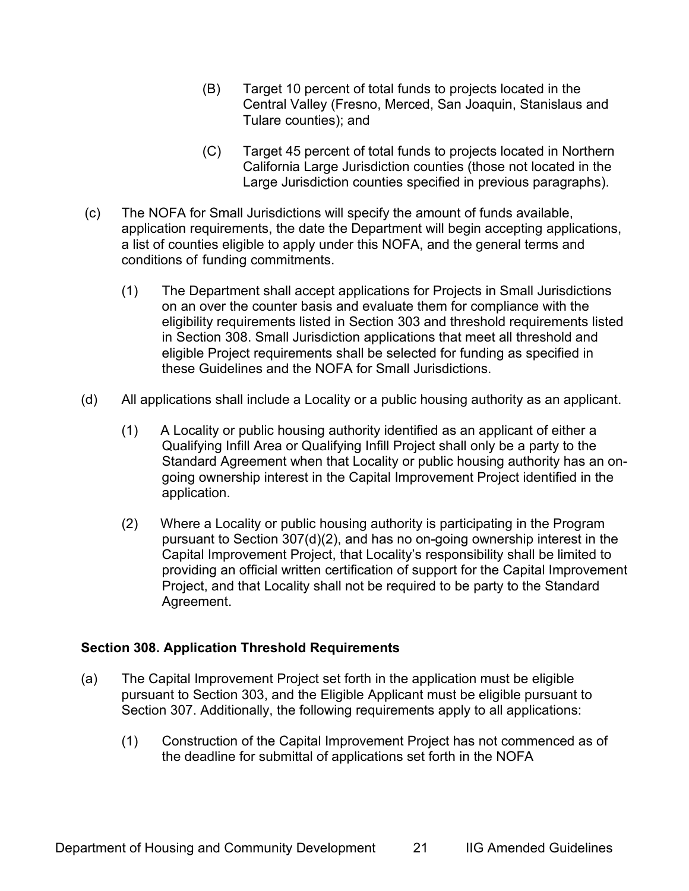(B) Target 10 percent of total funds to projects located in the Central Valley (Fresno, Merced, San Joaquin, Stanislaus and Tulare counties); and

(C) Target 45 percent of total funds to projects located in Northern California Large Jurisdiction counties (those not located in the Large Jurisdiction counties specified in previous paragraphs).

(c) The NOFA for Small Jurisdictions will specify the amount of funds available, application requirements, the date the Department will begin accepting applications, a list of counties eligible to apply under this NOFA, and the general terms and conditions of funding commitments.

(1) The Department shall accept applications for Projects in Small Jurisdictions on an over the counter basis and evaluate them for compliance with the eligibility requirements listed in Section 303 and threshold requirements listed in Section 308. Small Jurisdiction applications that meet all threshold and eligible Project requirements shall be selected for funding as specified in these Guidelines and the NOFA for Small Jurisdictions.

(d) All applications shall include a Locality or a public housing authority as an applicant.

(1) A Locality or public housing authority identified as an applicant of either a Qualifying Infill Area or Qualifying Infill Project shall only be a party to the Standard Agreement when that Locality or public housing authority has an on-going ownership interest in the Capital Improvement Project identified in the application.

(2) Where a Locality or public housing authority is participating in the Program pursuant to Section 307(d)(2), and has no on-going ownership interest in the Capital Improvement Project, that Locality's responsibility shall be limited to providing an official written certification of support for the Capital Improvement Project, and that Locality shall not be required to be party to the Standard Agreement.

**Section 308. Application Threshold Requirements**

(a) The Capital Improvement Project set forth in the application must be eligible pursuant to Section 303, and the Eligible Applicant must be eligible pursuant to Section 307. Additionally, the following requirements apply to all applications:

(1) Construction of the Capital Improvement Project has not commenced as of the deadline for submittal of applications set forth in the NOFA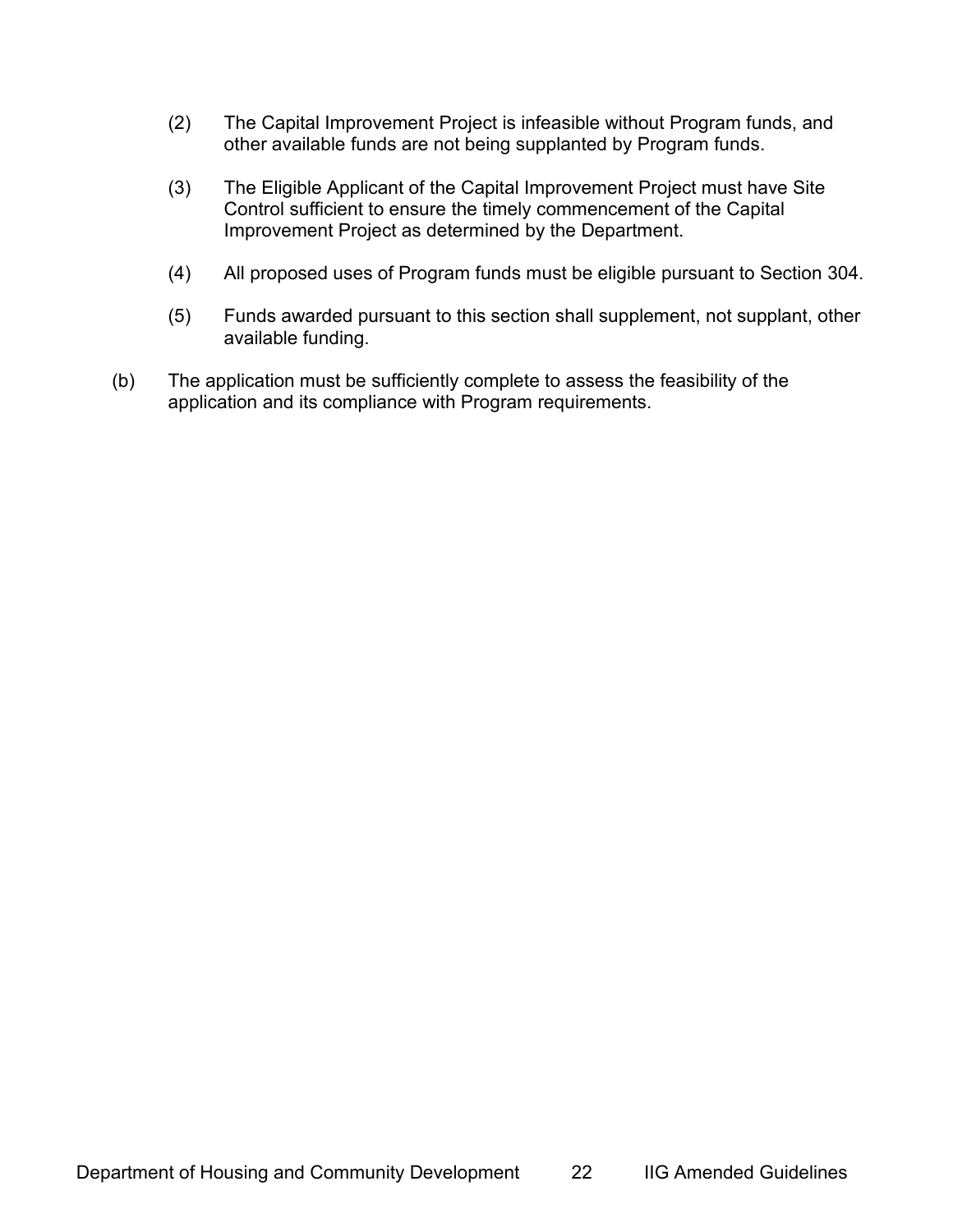(2) The Capital Improvement Project is infeasible without Program funds, and other available funds are not being supplanted by Program funds.

(3) The Eligible Applicant of the Capital Improvement Project must have Site Control sufficient to ensure the timely commencement of the Capital Improvement Project as determined by the Department.

(4) All proposed uses of Program funds must be eligible pursuant to Section 304.

(5) Funds awarded pursuant to this section shall supplement, not supplant, other available funding.

(b) The application must be sufficiently complete to assess the feasibility of the application and its compliance with Program requirements.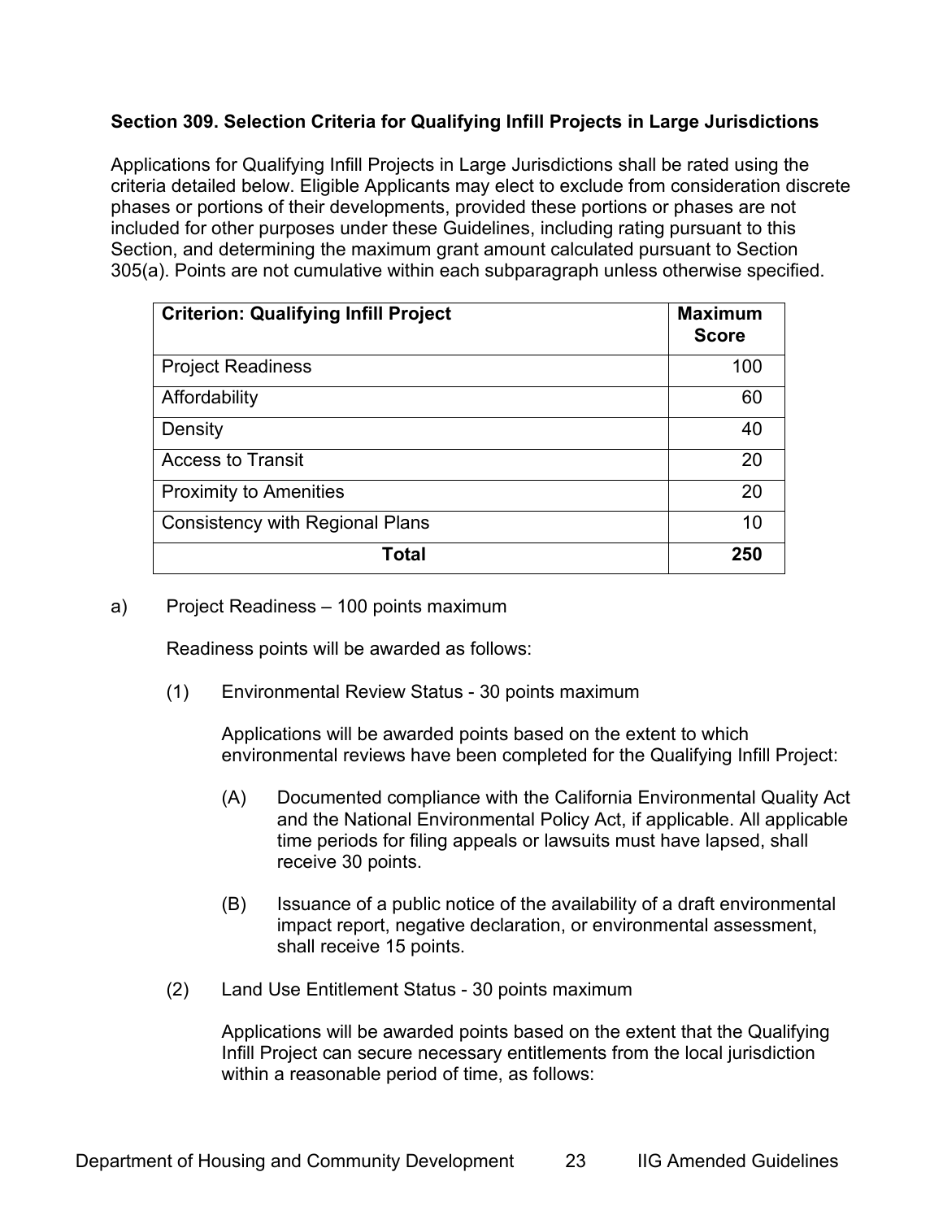## Section 309. Selection Criteria for Qualifying Infill Projects in Large Jurisdictions

Applications for Qualifying Infill Projects in Large Jurisdictions shall be rated using the criteria detailed below. Eligible Applicants may elect to exclude from consideration discrete phases or portions of their developments, provided these portions or phases are not included for other purposes under these Guidelines, including rating pursuant to this Section, and determining the maximum grant amount calculated pursuant to Section 305(a). Points are not cumulative within each subparagraph unless otherwise specified.

| Criterion: Qualifying Infill Project | Maximum Score |
|---|---|
| Project Readiness | 100 |
| Affordability | 60 |
| Density | 40 |
| Access to Transit | 20 |
| Proximity to Amenities | 20 |
| Consistency with Regional Plans | 10 |
| **Total** | **250** |

a) Project Readiness – 100 points maximum

Readiness points will be awarded as follows:

(1) Environmental Review Status - 30 points maximum

Applications will be awarded points based on the extent to which environmental reviews have been completed for the Qualifying Infill Project:

(A) Documented compliance with the California Environmental Quality Act and the National Environmental Policy Act, if applicable. All applicable time periods for filing appeals or lawsuits must have lapsed, shall receive 30 points.

(B) Issuance of a public notice of the availability of a draft environmental impact report, negative declaration, or environmental assessment, shall receive 15 points.

(2) Land Use Entitlement Status - 30 points maximum

Applications will be awarded points based on the extent that the Qualifying Infill Project can secure necessary entitlements from the local jurisdiction within a reasonable period of time, as follows: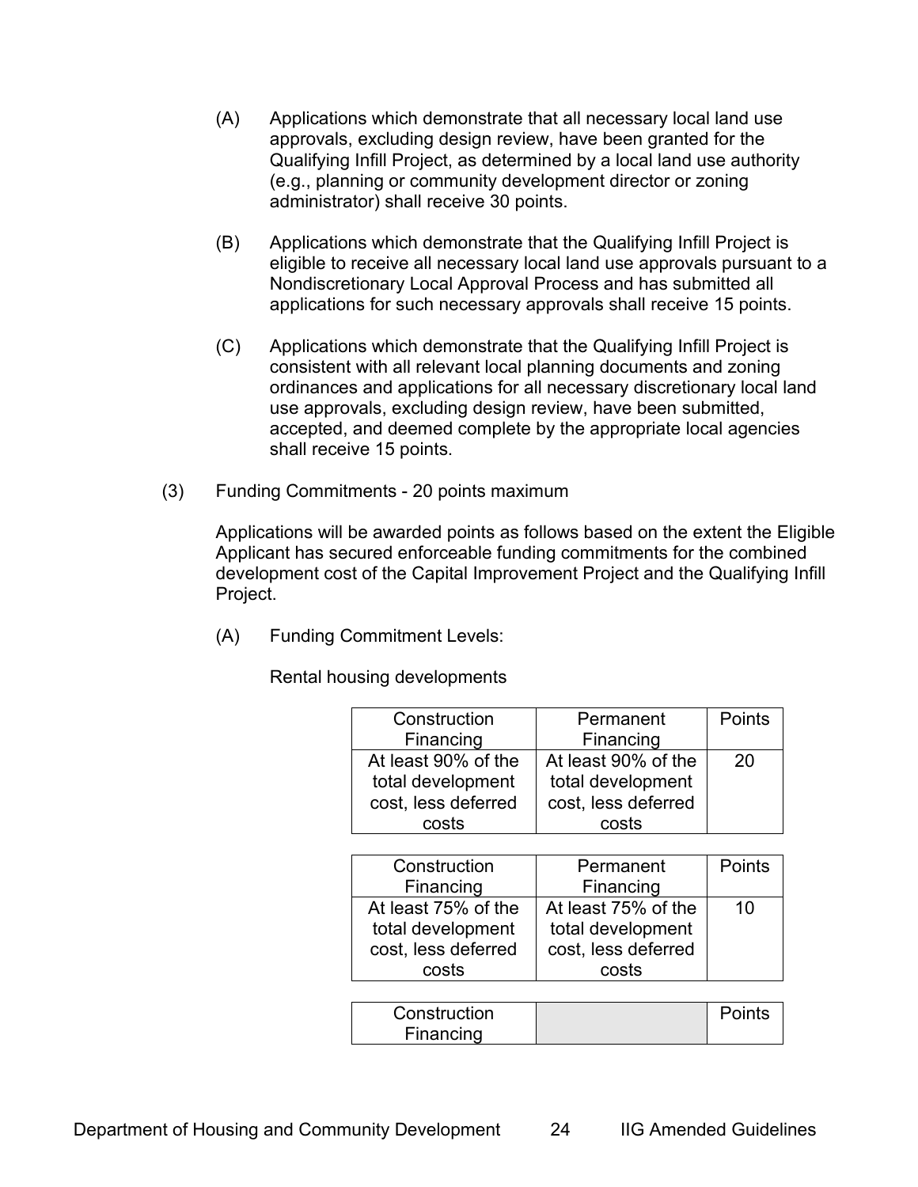(A) Applications which demonstrate that all necessary local land use approvals, excluding design review, have been granted for the Qualifying Infill Project, as determined by a local land use authority (e.g., planning or community development director or zoning administrator) shall receive 30 points.

(B) Applications which demonstrate that the Qualifying Infill Project is eligible to receive all necessary local land use approvals pursuant to a Nondiscretionary Local Approval Process and has submitted all applications for such necessary approvals shall receive 15 points.

(C) Applications which demonstrate that the Qualifying Infill Project is consistent with all relevant local planning documents and zoning ordinances and applications for all necessary discretionary local land use approvals, excluding design review, have been submitted, accepted, and deemed complete by the appropriate local agencies shall receive 15 points.

(3) Funding Commitments - 20 points maximum

Applications will be awarded points as follows based on the extent the Eligible Applicant has secured enforceable funding commitments for the combined development cost of the Capital Improvement Project and the Qualifying Infill Project.

(A) Funding Commitment Levels:

Rental housing developments

| Construction Financing | Permanent Financing | Points |
|---|---|---|
| At least 90% of the total development cost, less deferred costs | At least 90% of the total development cost, less deferred costs | 20 |

| Construction Financing | Permanent Financing | Points |
|---|---|---|
| At least 75% of the total development cost, less deferred costs | At least 75% of the total development cost, less deferred costs | 10 |

| Construction Financing | | Points |
|---|---|---|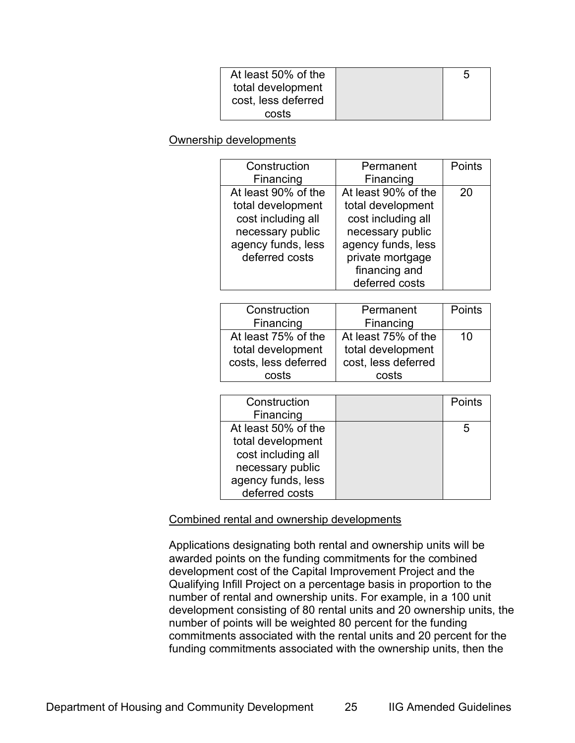| At least 50% of the total development cost, less deferred costs | | 5 |
|---|---|---|

Ownership developments

| Construction Financing | Permanent Financing | Points |
|---|---|---|
| At least 90% of the total development cost including all necessary public agency funds, less deferred costs | At least 90% of the total development cost including all necessary public agency funds, less private mortgage financing and deferred costs | 20 |

| Construction Financing | Permanent Financing | Points |
|---|---|---|
| At least 75% of the total development costs, less deferred costs | At least 75% of the total development cost, less deferred costs | 10 |

| Construction Financing | | Points |
|---|---|---|
| At least 50% of the total development cost including all necessary public agency funds, less deferred costs | | 5 |

Combined rental and ownership developments

Applications designating both rental and ownership units will be awarded points on the funding commitments for the combined development cost of the Capital Improvement Project and the Qualifying Infill Project on a percentage basis in proportion to the number of rental and ownership units. For example, in a 100 unit development consisting of 80 rental units and 20 ownership units, the number of points will be weighted 80 percent for the funding commitments associated with the rental units and 20 percent for the funding commitments associated with the ownership units, then the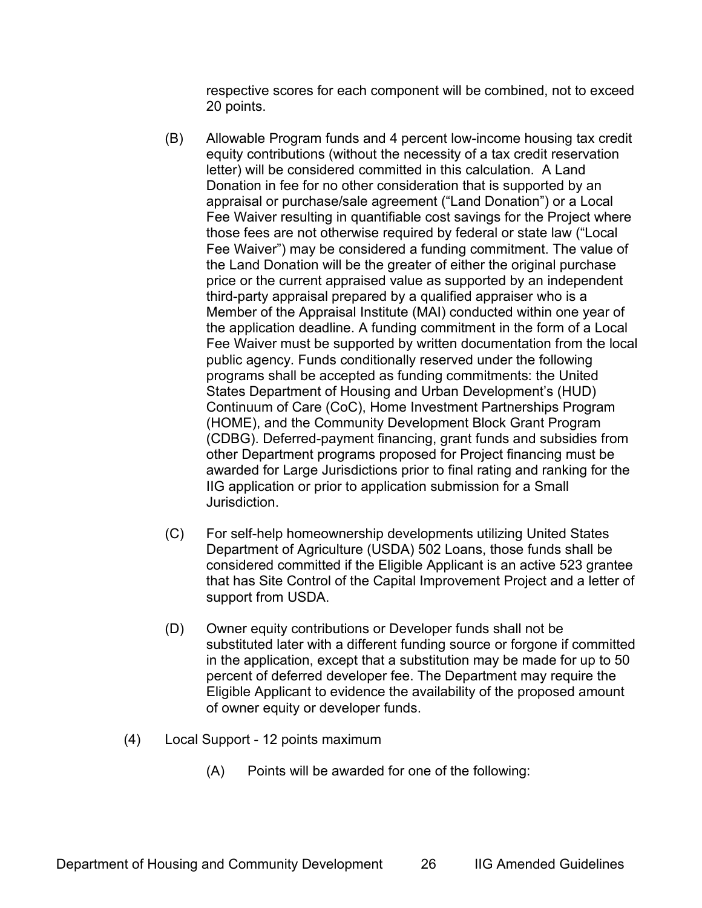respective scores for each component will be combined, not to exceed 20 points.

(B) Allowable Program funds and 4 percent low-income housing tax credit equity contributions (without the necessity of a tax credit reservation letter) will be considered committed in this calculation. A Land Donation in fee for no other consideration that is supported by an appraisal or purchase/sale agreement ("Land Donation") or a Local Fee Waiver resulting in quantifiable cost savings for the Project where those fees are not otherwise required by federal or state law ("Local Fee Waiver") may be considered a funding commitment. The value of the Land Donation will be the greater of either the original purchase price or the current appraised value as supported by an independent third-party appraisal prepared by a qualified appraiser who is a Member of the Appraisal Institute (MAI) conducted within one year of the application deadline. A funding commitment in the form of a Local Fee Waiver must be supported by written documentation from the local public agency. Funds conditionally reserved under the following programs shall be accepted as funding commitments: the United States Department of Housing and Urban Development's (HUD) Continuum of Care (CoC), Home Investment Partnerships Program (HOME), and the Community Development Block Grant Program (CDBG). Deferred-payment financing, grant funds and subsidies from other Department programs proposed for Project financing must be awarded for Large Jurisdictions prior to final rating and ranking for the IIG application or prior to application submission for a Small Jurisdiction.

(C) For self-help homeownership developments utilizing United States Department of Agriculture (USDA) 502 Loans, those funds shall be considered committed if the Eligible Applicant is an active 523 grantee that has Site Control of the Capital Improvement Project and a letter of support from USDA.

(D) Owner equity contributions or Developer funds shall not be substituted later with a different funding source or forgone if committed in the application, except that a substitution may be made for up to 50 percent of deferred developer fee. The Department may require the Eligible Applicant to evidence the availability of the proposed amount of owner equity or developer funds.

(4) Local Support - 12 points maximum

(A) Points will be awarded for one of the following: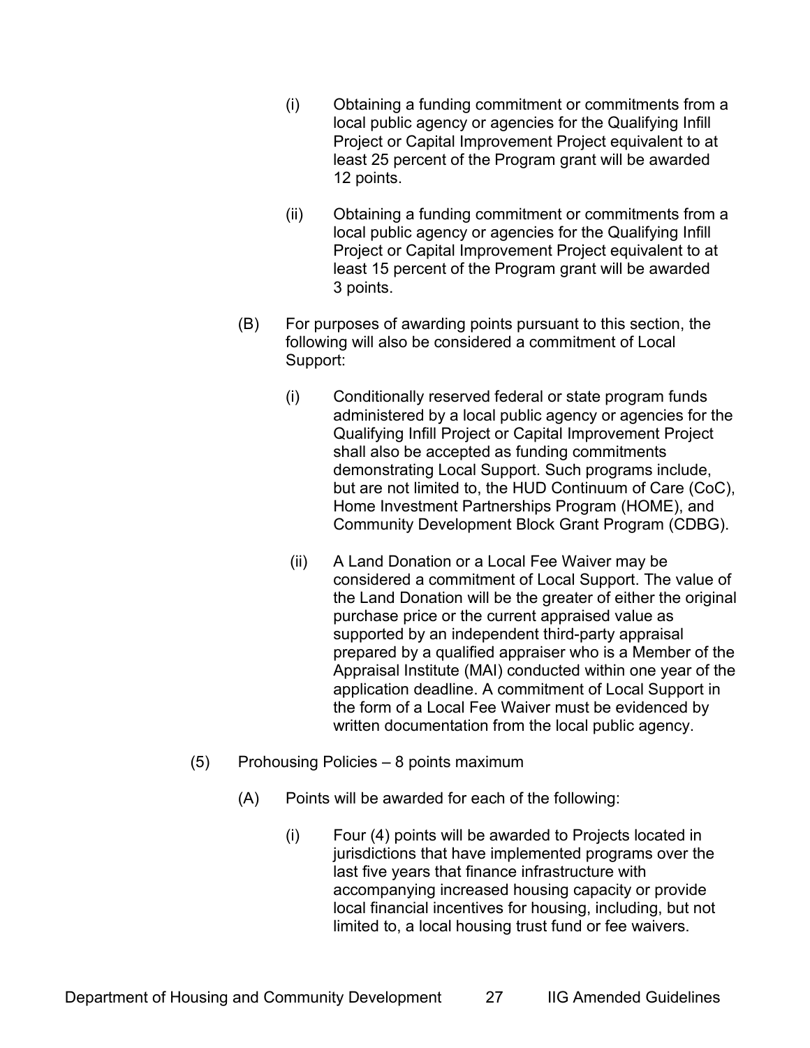(i) Obtaining a funding commitment or commitments from a local public agency or agencies for the Qualifying Infill Project or Capital Improvement Project equivalent to at least 25 percent of the Program grant will be awarded 12 points.

(ii) Obtaining a funding commitment or commitments from a local public agency or agencies for the Qualifying Infill Project or Capital Improvement Project equivalent to at least 15 percent of the Program grant will be awarded 3 points.

(B) For purposes of awarding points pursuant to this section, the following will also be considered a commitment of Local Support:

(i) Conditionally reserved federal or state program funds administered by a local public agency or agencies for the Qualifying Infill Project or Capital Improvement Project shall also be accepted as funding commitments demonstrating Local Support. Such programs include, but are not limited to, the HUD Continuum of Care (CoC), Home Investment Partnerships Program (HOME), and Community Development Block Grant Program (CDBG).

(ii) A Land Donation or a Local Fee Waiver may be considered a commitment of Local Support. The value of the Land Donation will be the greater of either the original purchase price or the current appraised value as supported by an independent third-party appraisal prepared by a qualified appraiser who is a Member of the Appraisal Institute (MAI) conducted within one year of the application deadline. A commitment of Local Support in the form of a Local Fee Waiver must be evidenced by written documentation from the local public agency.

(5) Prohousing Policies – 8 points maximum

(A) Points will be awarded for each of the following:

(i) Four (4) points will be awarded to Projects located in jurisdictions that have implemented programs over the last five years that finance infrastructure with accompanying increased housing capacity or provide local financial incentives for housing, including, but not limited to, a local housing trust fund or fee waivers.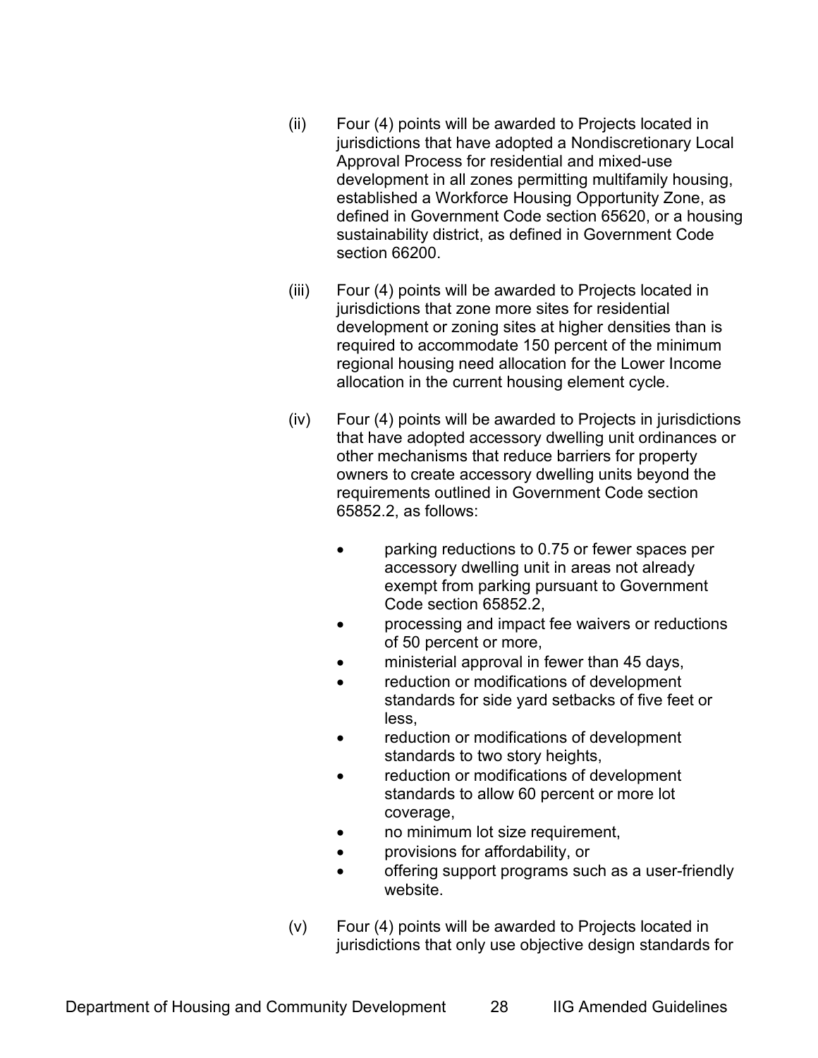(ii) Four (4) points will be awarded to Projects located in jurisdictions that have adopted a Nondiscretionary Local Approval Process for residential and mixed-use development in all zones permitting multifamily housing, established a Workforce Housing Opportunity Zone, as defined in Government Code section 65620, or a housing sustainability district, as defined in Government Code section 66200.

(iii) Four (4) points will be awarded to Projects located in jurisdictions that zone more sites for residential development or zoning sites at higher densities than is required to accommodate 150 percent of the minimum regional housing need allocation for the Lower Income allocation in the current housing element cycle.

(iv) Four (4) points will be awarded to Projects in jurisdictions that have adopted accessory dwelling unit ordinances or other mechanisms that reduce barriers for property owners to create accessory dwelling units beyond the requirements outlined in Government Code section 65852.2, as follows:

- parking reductions to 0.75 or fewer spaces per accessory dwelling unit in areas not already exempt from parking pursuant to Government Code section 65852.2,
- processing and impact fee waivers or reductions of 50 percent or more,
- ministerial approval in fewer than 45 days,
- reduction or modifications of development standards for side yard setbacks of five feet or less,
- reduction or modifications of development standards to two story heights,
- reduction or modifications of development standards to allow 60 percent or more lot coverage,
- no minimum lot size requirement,
- provisions for affordability, or
- offering support programs such as a user-friendly website.

(v) Four (4) points will be awarded to Projects located in jurisdictions that only use objective design standards for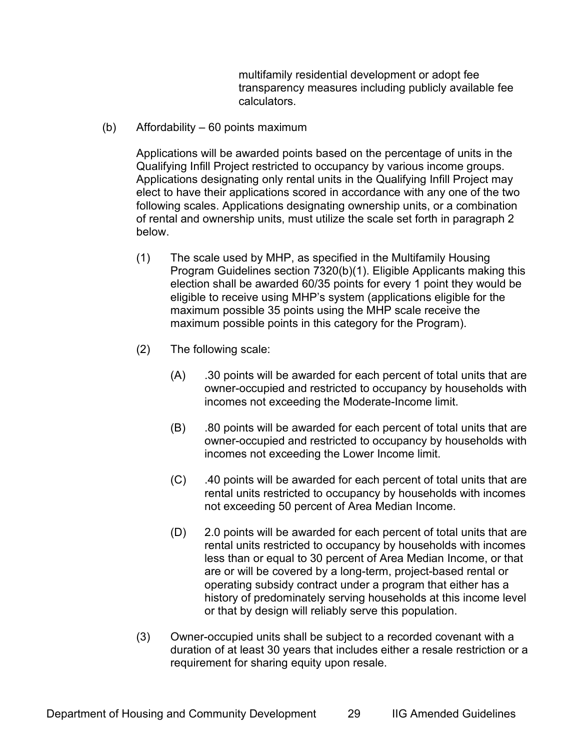multifamily residential development or adopt fee transparency measures including publicly available fee calculators.

(b) Affordability – 60 points maximum

Applications will be awarded points based on the percentage of units in the Qualifying Infill Project restricted to occupancy by various income groups. Applications designating only rental units in the Qualifying Infill Project may elect to have their applications scored in accordance with any one of the two following scales. Applications designating ownership units, or a combination of rental and ownership units, must utilize the scale set forth in paragraph 2 below.

(1) The scale used by MHP, as specified in the Multifamily Housing Program Guidelines section 7320(b)(1). Eligible Applicants making this election shall be awarded 60/35 points for every 1 point they would be eligible to receive using MHP's system (applications eligible for the maximum possible 35 points using the MHP scale receive the maximum possible points in this category for the Program).

(2) The following scale:

(A) .30 points will be awarded for each percent of total units that are owner-occupied and restricted to occupancy by households with incomes not exceeding the Moderate-Income limit.

(B) .80 points will be awarded for each percent of total units that are owner-occupied and restricted to occupancy by households with incomes not exceeding the Lower Income limit.

(C) .40 points will be awarded for each percent of total units that are rental units restricted to occupancy by households with incomes not exceeding 50 percent of Area Median Income.

(D) 2.0 points will be awarded for each percent of total units that are rental units restricted to occupancy by households with incomes less than or equal to 30 percent of Area Median Income, or that are or will be covered by a long-term, project-based rental or operating subsidy contract under a program that either has a history of predominately serving households at this income level or that by design will reliably serve this population.

(3) Owner-occupied units shall be subject to a recorded covenant with a duration of at least 30 years that includes either a resale restriction or a requirement for sharing equity upon resale.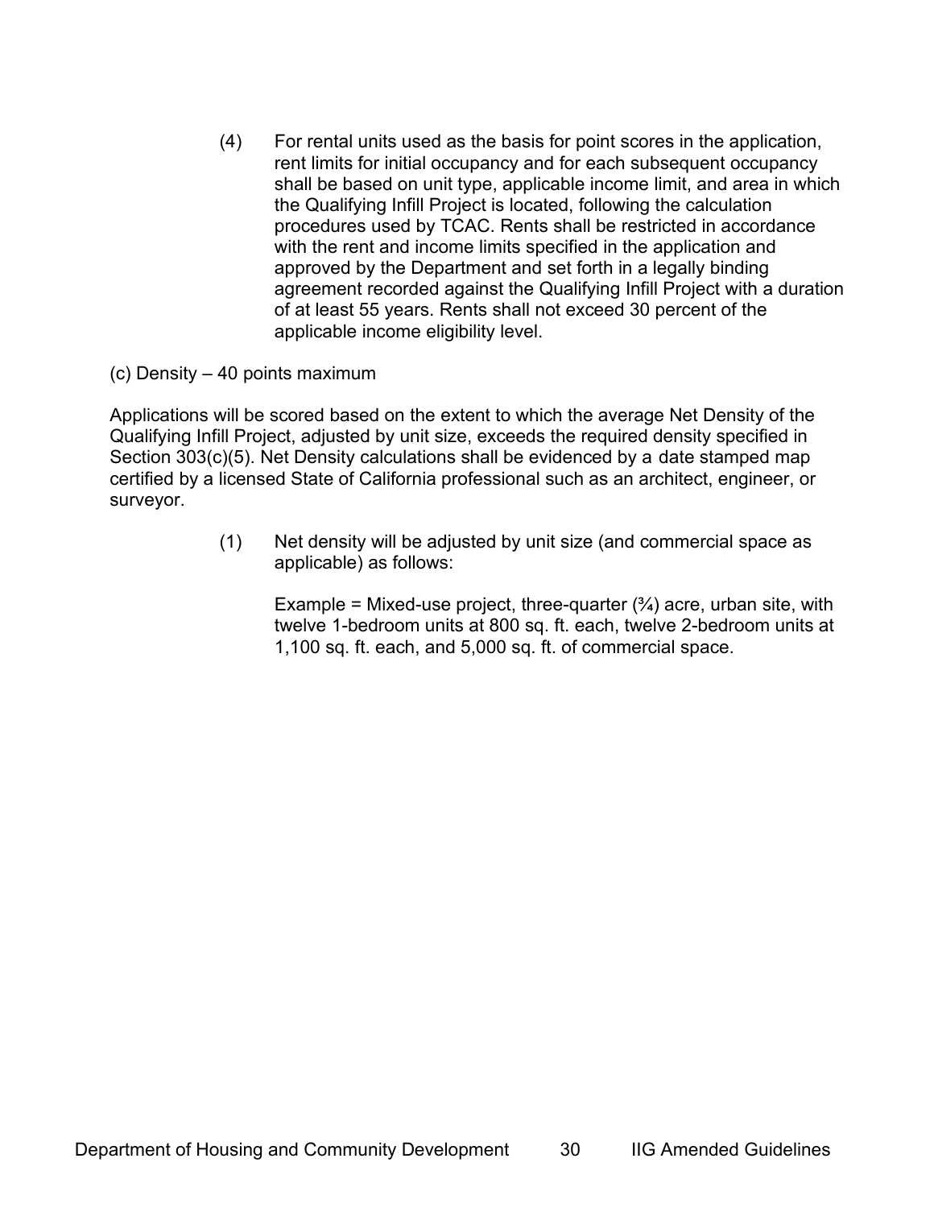(4) For rental units used as the basis for point scores in the application, rent limits for initial occupancy and for each subsequent occupancy shall be based on unit type, applicable income limit, and area in which the Qualifying Infill Project is located, following the calculation procedures used by TCAC. Rents shall be restricted in accordance with the rent and income limits specified in the application and approved by the Department and set forth in a legally binding agreement recorded against the Qualifying Infill Project with a duration of at least 55 years. Rents shall not exceed 30 percent of the applicable income eligibility level.

(c) Density – 40 points maximum

Applications will be scored based on the extent to which the average Net Density of the Qualifying Infill Project, adjusted by unit size, exceeds the required density specified in Section 303(c)(5). Net Density calculations shall be evidenced by a date stamped map certified by a licensed State of California professional such as an architect, engineer, or surveyor.

(1) Net density will be adjusted by unit size (and commercial space as applicable) as follows:

Example = Mixed-use project, three-quarter (¾) acre, urban site, with twelve 1-bedroom units at 800 sq. ft. each, twelve 2-bedroom units at 1,100 sq. ft. each, and 5,000 sq. ft. of commercial space.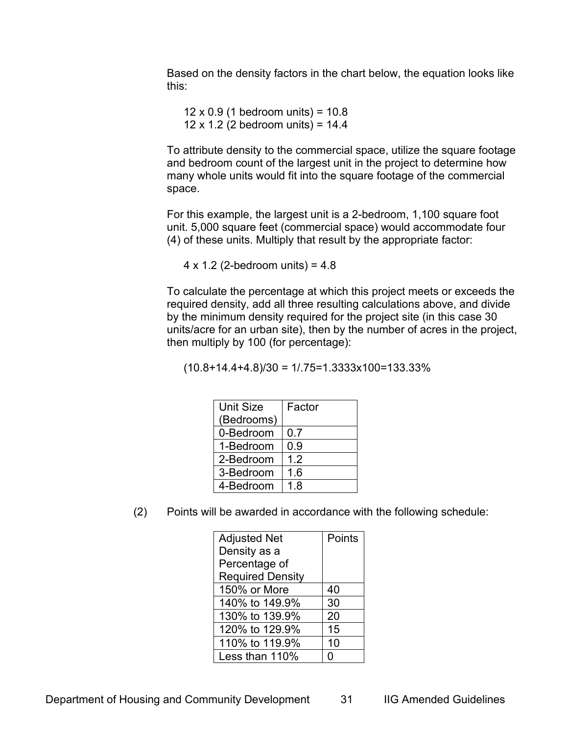Based on the density factors in the chart below, the equation looks like this:

> 12 x 0.9 (1 bedroom units) = 10.8
> 12 x 1.2 (2 bedroom units) = 14.4

To attribute density to the commercial space, utilize the square footage and bedroom count of the largest unit in the project to determine how many whole units would fit into the square footage of the commercial space.

For this example, the largest unit is a 2-bedroom, 1,100 square foot unit. 5,000 square feet (commercial space) would accommodate four (4) of these units. Multiply that result by the appropriate factor:

> 4 x 1.2 (2-bedroom units) = 4.8

To calculate the percentage at which this project meets or exceeds the required density, add all three resulting calculations above, and divide by the minimum density required for the project site (in this case 30 units/acre for an urban site), then by the number of acres in the project, then multiply by 100 (for percentage):

> (10.8+14.4+4.8)/30 = 1/.75=1.3333x100=133.33%

| Unit Size (Bedrooms) | Factor |
|---|---|
| 0-Bedroom | 0.7 |
| 1-Bedroom | 0.9 |
| 2-Bedroom | 1.2 |
| 3-Bedroom | 1.6 |
| 4-Bedroom | 1.8 |

(2) Points will be awarded in accordance with the following schedule:

| Adjusted Net Density as a Percentage of Required Density | Points |
|---|---|
| 150% or More | 40 |
| 140% to 149.9% | 30 |
| 130% to 139.9% | 20 |
| 120% to 129.9% | 15 |
| 110% to 119.9% | 10 |
| Less than 110% | 0 |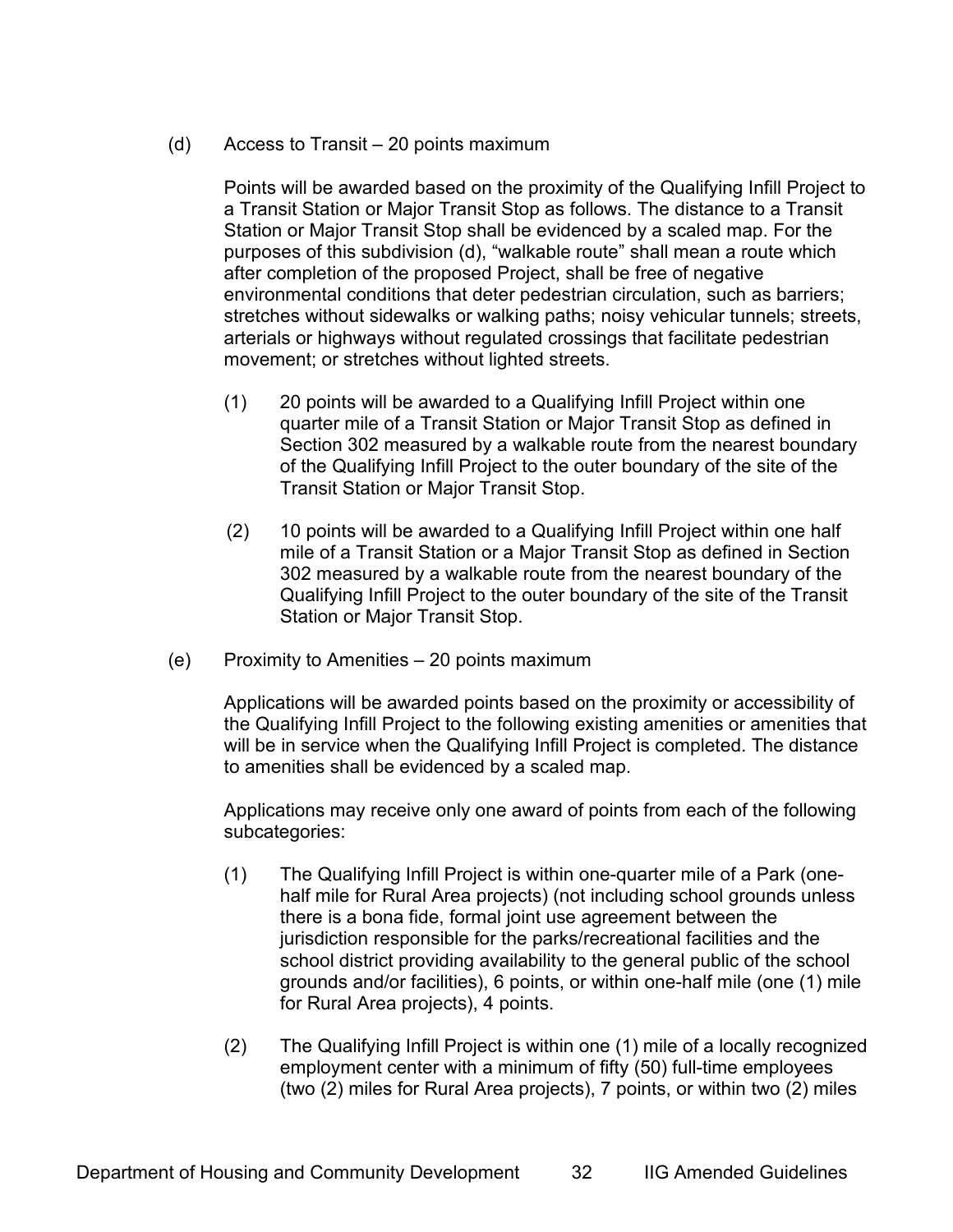(d) Access to Transit – 20 points maximum

Points will be awarded based on the proximity of the Qualifying Infill Project to a Transit Station or Major Transit Stop as follows. The distance to a Transit Station or Major Transit Stop shall be evidenced by a scaled map. For the purposes of this subdivision (d), “walkable route” shall mean a route which after completion of the proposed Project, shall be free of negative environmental conditions that deter pedestrian circulation, such as barriers; stretches without sidewalks or walking paths; noisy vehicular tunnels; streets, arterials or highways without regulated crossings that facilitate pedestrian movement; or stretches without lighted streets.

(1) 20 points will be awarded to a Qualifying Infill Project within one quarter mile of a Transit Station or Major Transit Stop as defined in Section 302 measured by a walkable route from the nearest boundary of the Qualifying Infill Project to the outer boundary of the site of the Transit Station or Major Transit Stop.

(2) 10 points will be awarded to a Qualifying Infill Project within one half mile of a Transit Station or a Major Transit Stop as defined in Section 302 measured by a walkable route from the nearest boundary of the Qualifying Infill Project to the outer boundary of the site of the Transit Station or Major Transit Stop.

(e) Proximity to Amenities – 20 points maximum

Applications will be awarded points based on the proximity or accessibility of the Qualifying Infill Project to the following existing amenities or amenities that will be in service when the Qualifying Infill Project is completed. The distance to amenities shall be evidenced by a scaled map.

Applications may receive only one award of points from each of the following subcategories:

(1) The Qualifying Infill Project is within one-quarter mile of a Park (one-half mile for Rural Area projects) (not including school grounds unless there is a bona fide, formal joint use agreement between the jurisdiction responsible for the parks/recreational facilities and the school district providing availability to the general public of the school grounds and/or facilities), 6 points, or within one-half mile (one (1) mile for Rural Area projects), 4 points.

(2) The Qualifying Infill Project is within one (1) mile of a locally recognized employment center with a minimum of fifty (50) full-time employees (two (2) miles for Rural Area projects), 7 points, or within two (2) miles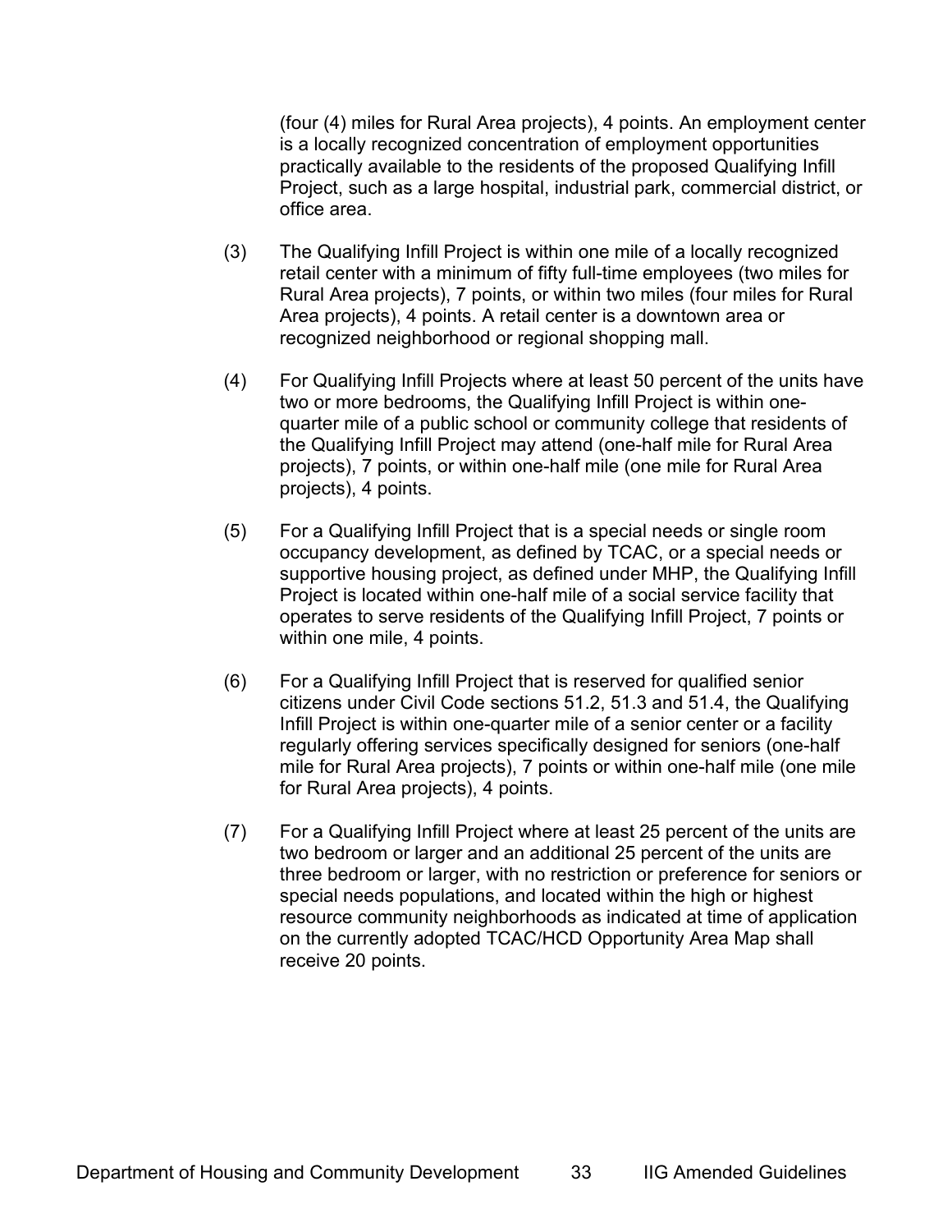(four (4) miles for Rural Area projects), 4 points. An employment center is a locally recognized concentration of employment opportunities practically available to the residents of the proposed Qualifying Infill Project, such as a large hospital, industrial park, commercial district, or office area.

(3) The Qualifying Infill Project is within one mile of a locally recognized retail center with a minimum of fifty full-time employees (two miles for Rural Area projects), 7 points, or within two miles (four miles for Rural Area projects), 4 points. A retail center is a downtown area or recognized neighborhood or regional shopping mall.

(4) For Qualifying Infill Projects where at least 50 percent of the units have two or more bedrooms, the Qualifying Infill Project is within one-quarter mile of a public school or community college that residents of the Qualifying Infill Project may attend (one-half mile for Rural Area projects), 7 points, or within one-half mile (one mile for Rural Area projects), 4 points.

(5) For a Qualifying Infill Project that is a special needs or single room occupancy development, as defined by TCAC, or a special needs or supportive housing project, as defined under MHP, the Qualifying Infill Project is located within one-half mile of a social service facility that operates to serve residents of the Qualifying Infill Project, 7 points or within one mile, 4 points.

(6) For a Qualifying Infill Project that is reserved for qualified senior citizens under Civil Code sections 51.2, 51.3 and 51.4, the Qualifying Infill Project is within one-quarter mile of a senior center or a facility regularly offering services specifically designed for seniors (one-half mile for Rural Area projects), 7 points or within one-half mile (one mile for Rural Area projects), 4 points.

(7) For a Qualifying Infill Project where at least 25 percent of the units are two bedroom or larger and an additional 25 percent of the units are three bedroom or larger, with no restriction or preference for seniors or special needs populations, and located within the high or highest resource community neighborhoods as indicated at time of application on the currently adopted TCAC/HCD Opportunity Area Map shall receive 20 points.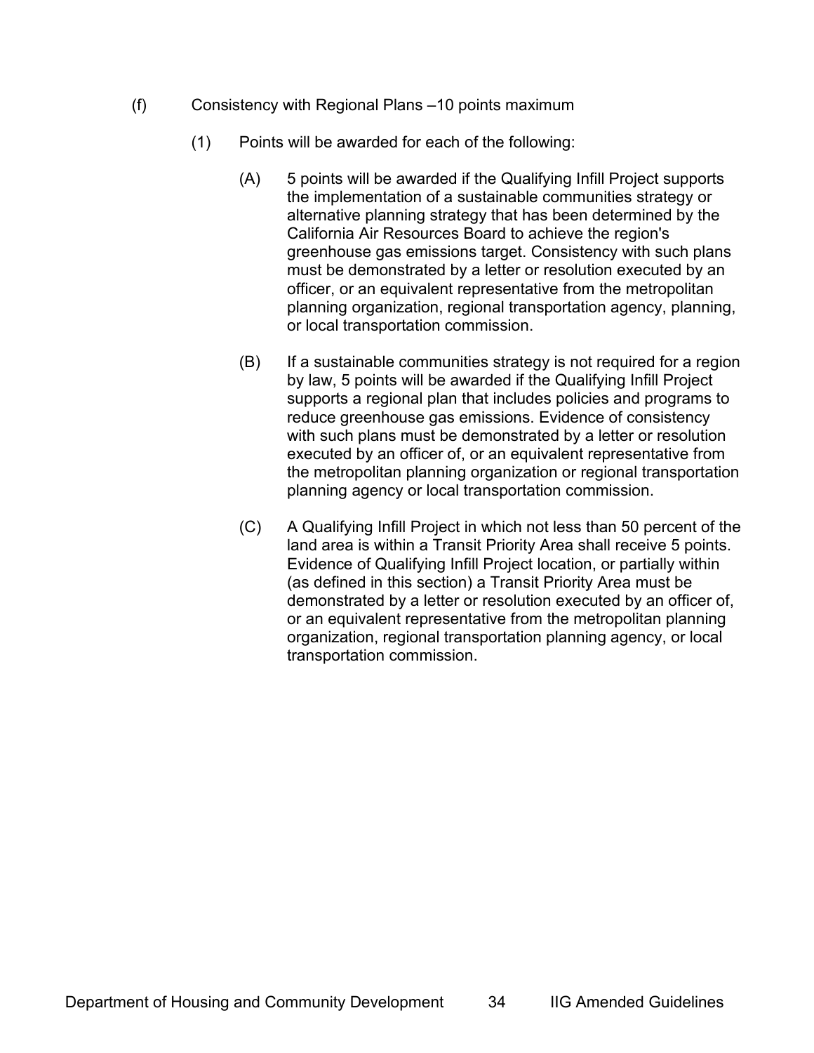(f) Consistency with Regional Plans –10 points maximum

(1) Points will be awarded for each of the following:

(A) 5 points will be awarded if the Qualifying Infill Project supports the implementation of a sustainable communities strategy or alternative planning strategy that has been determined by the California Air Resources Board to achieve the region's greenhouse gas emissions target. Consistency with such plans must be demonstrated by a letter or resolution executed by an officer, or an equivalent representative from the metropolitan planning organization, regional transportation agency, planning, or local transportation commission.

(B) If a sustainable communities strategy is not required for a region by law, 5 points will be awarded if the Qualifying Infill Project supports a regional plan that includes policies and programs to reduce greenhouse gas emissions. Evidence of consistency with such plans must be demonstrated by a letter or resolution executed by an officer of, or an equivalent representative from the metropolitan planning organization or regional transportation planning agency or local transportation commission.

(C) A Qualifying Infill Project in which not less than 50 percent of the land area is within a Transit Priority Area shall receive 5 points. Evidence of Qualifying Infill Project location, or partially within (as defined in this section) a Transit Priority Area must be demonstrated by a letter or resolution executed by an officer of, or an equivalent representative from the metropolitan planning organization, regional transportation planning agency, or local transportation commission.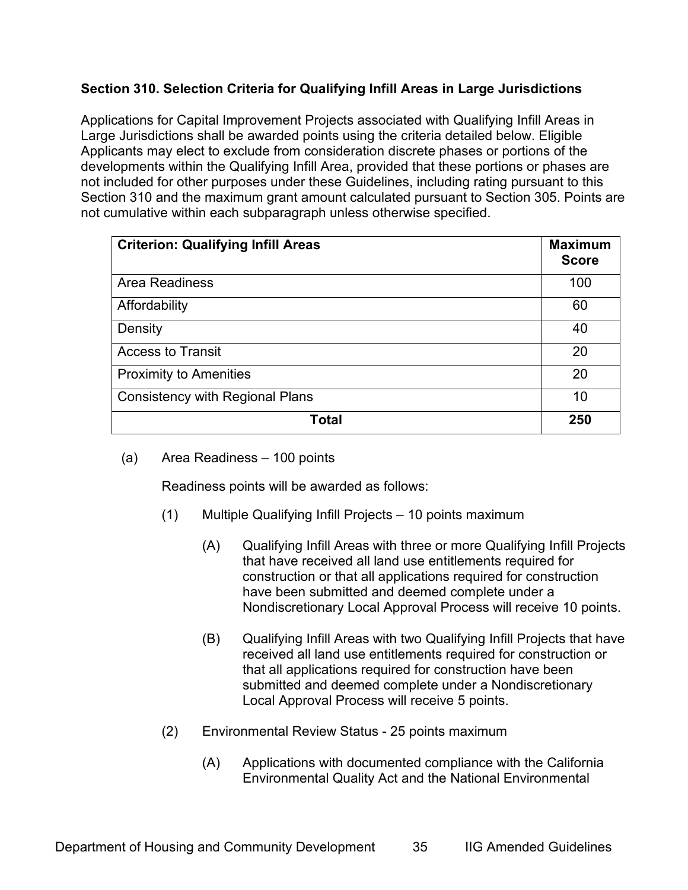## Section 310. Selection Criteria for Qualifying Infill Areas in Large Jurisdictions

Applications for Capital Improvement Projects associated with Qualifying Infill Areas in Large Jurisdictions shall be awarded points using the criteria detailed below. Eligible Applicants may elect to exclude from consideration discrete phases or portions of the developments within the Qualifying Infill Area, provided that these portions or phases are not included for other purposes under these Guidelines, including rating pursuant to this Section 310 and the maximum grant amount calculated pursuant to Section 305. Points are not cumulative within each subparagraph unless otherwise specified.

| Criterion: Qualifying Infill Areas | Maximum Score |
|---|---|
| Area Readiness | 100 |
| Affordability | 60 |
| Density | 40 |
| Access to Transit | 20 |
| Proximity to Amenities | 20 |
| Consistency with Regional Plans | 10 |
| **Total** | **250** |

(a) Area Readiness – 100 points

Readiness points will be awarded as follows:

(1) Multiple Qualifying Infill Projects – 10 points maximum

(A) Qualifying Infill Areas with three or more Qualifying Infill Projects that have received all land use entitlements required for construction or that all applications required for construction have been submitted and deemed complete under a Nondiscretionary Local Approval Process will receive 10 points.

(B) Qualifying Infill Areas with two Qualifying Infill Projects that have received all land use entitlements required for construction or that all applications required for construction have been submitted and deemed complete under a Nondiscretionary Local Approval Process will receive 5 points.

(2) Environmental Review Status - 25 points maximum

(A) Applications with documented compliance with the California Environmental Quality Act and the National Environmental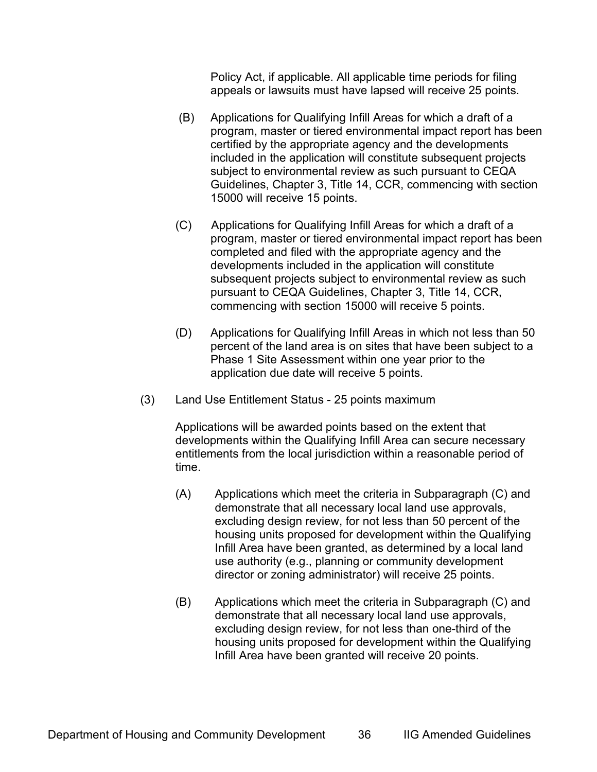Policy Act, if applicable. All applicable time periods for filing appeals or lawsuits must have lapsed will receive 25 points.

(B) Applications for Qualifying Infill Areas for which a draft of a program, master or tiered environmental impact report has been certified by the appropriate agency and the developments included in the application will constitute subsequent projects subject to environmental review as such pursuant to CEQA Guidelines, Chapter 3, Title 14, CCR, commencing with section 15000 will receive 15 points.

(C) Applications for Qualifying Infill Areas for which a draft of a program, master or tiered environmental impact report has been completed and filed with the appropriate agency and the developments included in the application will constitute subsequent projects subject to environmental review as such pursuant to CEQA Guidelines, Chapter 3, Title 14, CCR, commencing with section 15000 will receive 5 points.

(D) Applications for Qualifying Infill Areas in which not less than 50 percent of the land area is on sites that have been subject to a Phase 1 Site Assessment within one year prior to the application due date will receive 5 points.

(3) Land Use Entitlement Status - 25 points maximum

Applications will be awarded points based on the extent that developments within the Qualifying Infill Area can secure necessary entitlements from the local jurisdiction within a reasonable period of time.

(A) Applications which meet the criteria in Subparagraph (C) and demonstrate that all necessary local land use approvals, excluding design review, for not less than 50 percent of the housing units proposed for development within the Qualifying Infill Area have been granted, as determined by a local land use authority (e.g., planning or community development director or zoning administrator) will receive 25 points.

(B) Applications which meet the criteria in Subparagraph (C) and demonstrate that all necessary local land use approvals, excluding design review, for not less than one-third of the housing units proposed for development within the Qualifying Infill Area have been granted will receive 20 points.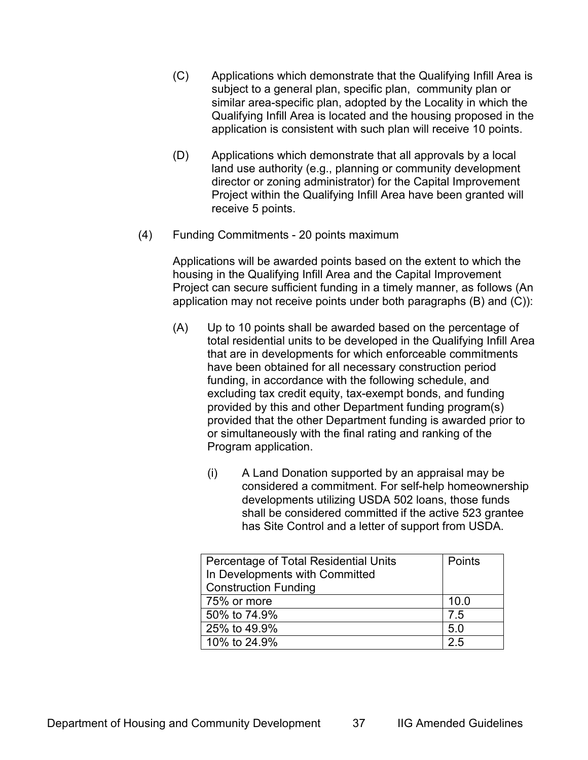(C) Applications which demonstrate that the Qualifying Infill Area is subject to a general plan, specific plan, community plan or similar area-specific plan, adopted by the Locality in which the Qualifying Infill Area is located and the housing proposed in the application is consistent with such plan will receive 10 points.

(D) Applications which demonstrate that all approvals by a local land use authority (e.g., planning or community development director or zoning administrator) for the Capital Improvement Project within the Qualifying Infill Area have been granted will receive 5 points.

(4) Funding Commitments - 20 points maximum

Applications will be awarded points based on the extent to which the housing in the Qualifying Infill Area and the Capital Improvement Project can secure sufficient funding in a timely manner, as follows (An application may not receive points under both paragraphs (B) and (C)):

(A) Up to 10 points shall be awarded based on the percentage of total residential units to be developed in the Qualifying Infill Area that are in developments for which enforceable commitments have been obtained for all necessary construction period funding, in accordance with the following schedule, and excluding tax credit equity, tax-exempt bonds, and funding provided by this and other Department funding program(s) provided that the other Department funding is awarded prior to or simultaneously with the final rating and ranking of the Program application.

(i) A Land Donation supported by an appraisal may be considered a commitment. For self-help homeownership developments utilizing USDA 502 loans, those funds shall be considered committed if the active 523 grantee has Site Control and a letter of support from USDA.

| Percentage of Total Residential Units In Developments with Committed Construction Funding | Points |
|---|---|
| 75% or more | 10.0 |
| 50% to 74.9% | 7.5 |
| 25% to 49.9% | 5.0 |
| 10% to 24.9% | 2.5 |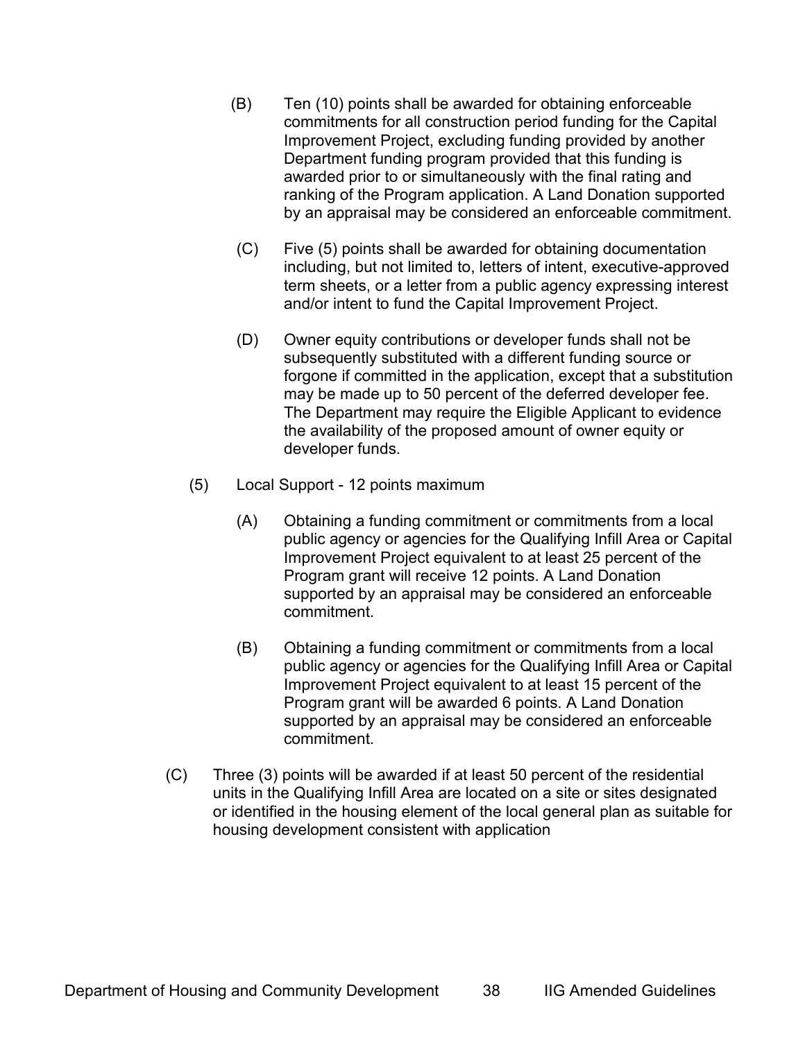(B) Ten (10) points shall be awarded for obtaining enforceable commitments for all construction period funding for the Capital Improvement Project, excluding funding provided by another Department funding program provided that this funding is awarded prior to or simultaneously with the final rating and ranking of the Program application. A Land Donation supported by an appraisal may be considered an enforceable commitment.

(C) Five (5) points shall be awarded for obtaining documentation including, but not limited to, letters of intent, executive-approved term sheets, or a letter from a public agency expressing interest and/or intent to fund the Capital Improvement Project.

(D) Owner equity contributions or developer funds shall not be subsequently substituted with a different funding source or forgone if committed in the application, except that a substitution may be made up to 50 percent of the deferred developer fee. The Department may require the Eligible Applicant to evidence the availability of the proposed amount of owner equity or developer funds.

(5) Local Support - 12 points maximum

(A) Obtaining a funding commitment or commitments from a local public agency or agencies for the Qualifying Infill Area or Capital Improvement Project equivalent to at least 25 percent of the Program grant will receive 12 points. A Land Donation supported by an appraisal may be considered an enforceable commitment.

(B) Obtaining a funding commitment or commitments from a local public agency or agencies for the Qualifying Infill Area or Capital Improvement Project equivalent to at least 15 percent of the Program grant will be awarded 6 points. A Land Donation supported by an appraisal may be considered an enforceable commitment.

(C) Three (3) points will be awarded if at least 50 percent of the residential units in the Qualifying Infill Area are located on a site or sites designated or identified in the housing element of the local general plan as suitable for housing development consistent with application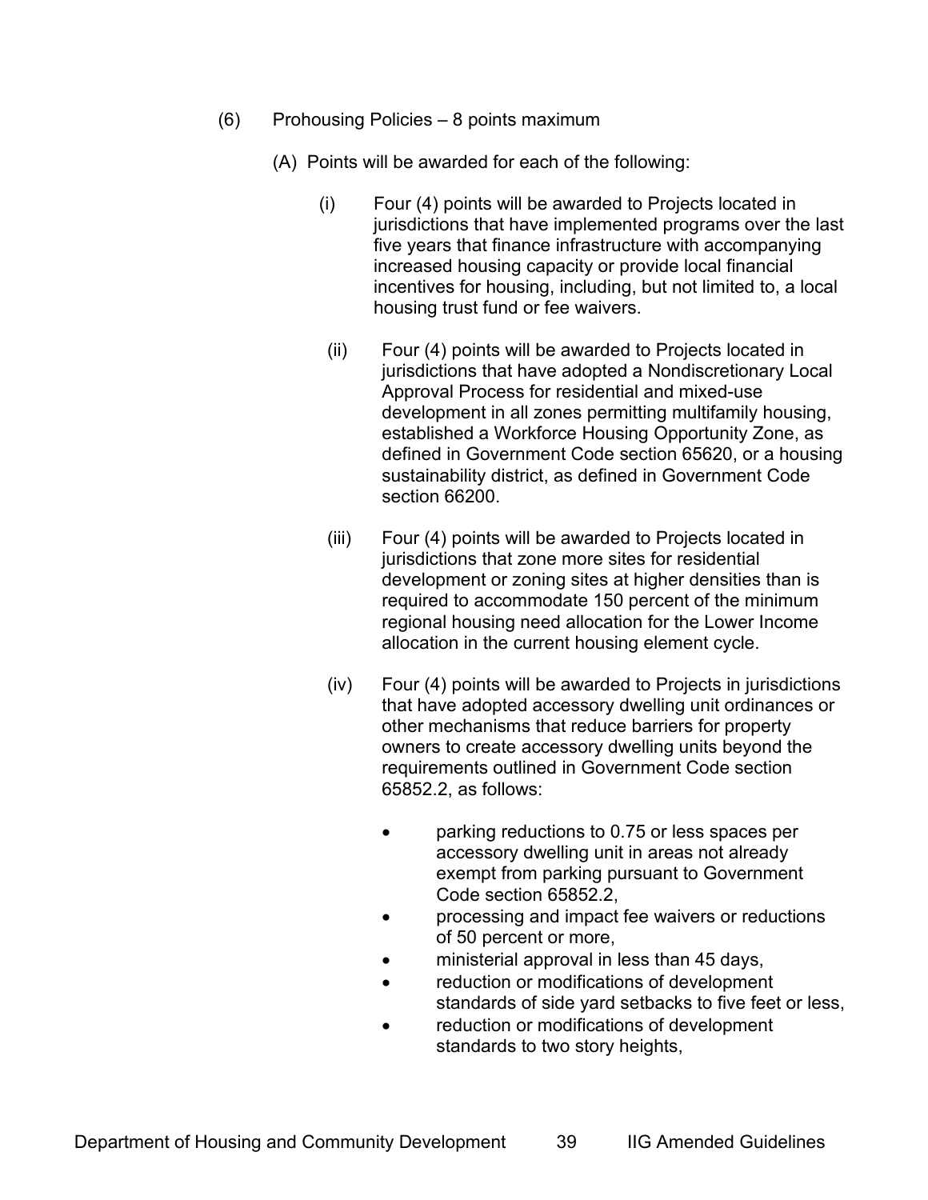(6) Prohousing Policies – 8 points maximum

(A) Points will be awarded for each of the following:

(i) Four (4) points will be awarded to Projects located in jurisdictions that have implemented programs over the last five years that finance infrastructure with accompanying increased housing capacity or provide local financial incentives for housing, including, but not limited to, a local housing trust fund or fee waivers.

(ii) Four (4) points will be awarded to Projects located in jurisdictions that have adopted a Nondiscretionary Local Approval Process for residential and mixed-use development in all zones permitting multifamily housing, established a Workforce Housing Opportunity Zone, as defined in Government Code section 65620, or a housing sustainability district, as defined in Government Code section 66200.

(iii) Four (4) points will be awarded to Projects located in jurisdictions that zone more sites for residential development or zoning sites at higher densities than is required to accommodate 150 percent of the minimum regional housing need allocation for the Lower Income allocation in the current housing element cycle.

(iv) Four (4) points will be awarded to Projects in jurisdictions that have adopted accessory dwelling unit ordinances or other mechanisms that reduce barriers for property owners to create accessory dwelling units beyond the requirements outlined in Government Code section 65852.2, as follows:

- parking reductions to 0.75 or less spaces per accessory dwelling unit in areas not already exempt from parking pursuant to Government Code section 65852.2,
- processing and impact fee waivers or reductions of 50 percent or more,
- ministerial approval in less than 45 days,
- reduction or modifications of development standards of side yard setbacks to five feet or less,
- reduction or modifications of development standards to two story heights,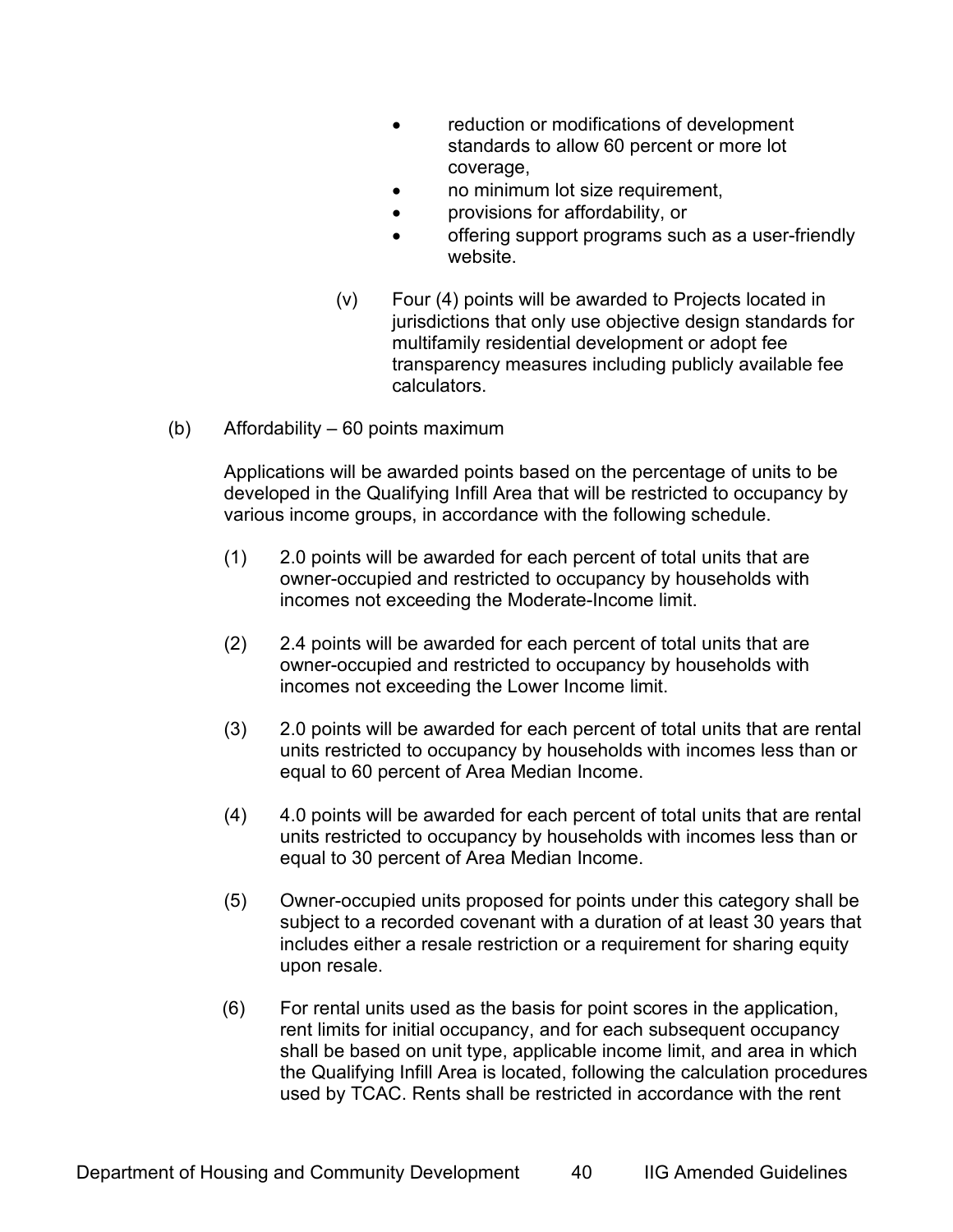- reduction or modifications of development standards to allow 60 percent or more lot coverage,
- no minimum lot size requirement,
- provisions for affordability, or
- offering support programs such as a user-friendly website.

(v) Four (4) points will be awarded to Projects located in jurisdictions that only use objective design standards for multifamily residential development or adopt fee transparency measures including publicly available fee calculators.

(b) Affordability – 60 points maximum

Applications will be awarded points based on the percentage of units to be developed in the Qualifying Infill Area that will be restricted to occupancy by various income groups, in accordance with the following schedule.

(1) 2.0 points will be awarded for each percent of total units that are owner-occupied and restricted to occupancy by households with incomes not exceeding the Moderate-Income limit.

(2) 2.4 points will be awarded for each percent of total units that are owner-occupied and restricted to occupancy by households with incomes not exceeding the Lower Income limit.

(3) 2.0 points will be awarded for each percent of total units that are rental units restricted to occupancy by households with incomes less than or equal to 60 percent of Area Median Income.

(4) 4.0 points will be awarded for each percent of total units that are rental units restricted to occupancy by households with incomes less than or equal to 30 percent of Area Median Income.

(5) Owner-occupied units proposed for points under this category shall be subject to a recorded covenant with a duration of at least 30 years that includes either a resale restriction or a requirement for sharing equity upon resale.

(6) For rental units used as the basis for point scores in the application, rent limits for initial occupancy, and for each subsequent occupancy shall be based on unit type, applicable income limit, and area in which the Qualifying Infill Area is located, following the calculation procedures used by TCAC. Rents shall be restricted in accordance with the rent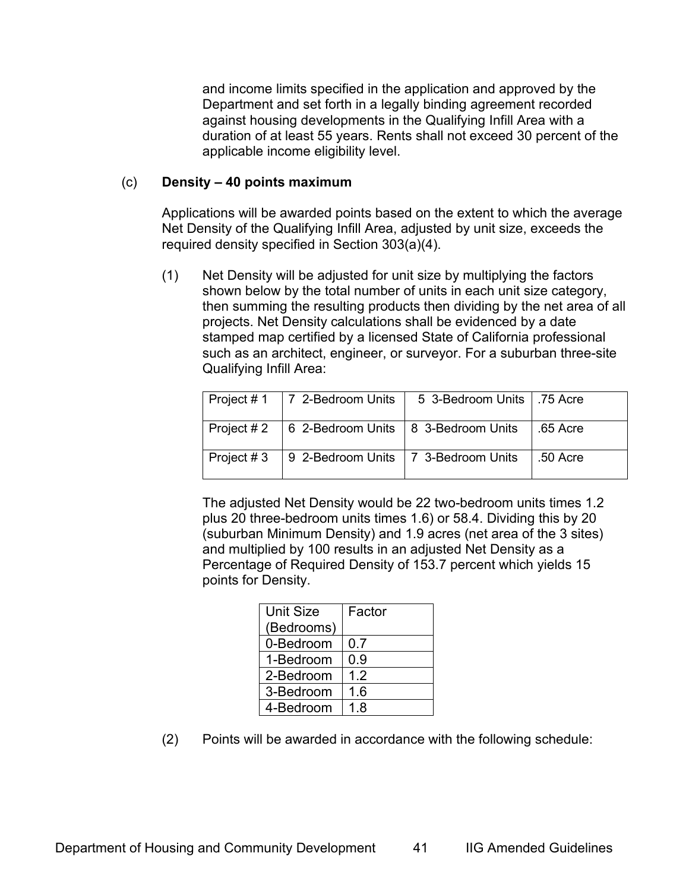and income limits specified in the application and approved by the Department and set forth in a legally binding agreement recorded against housing developments in the Qualifying Infill Area with a duration of at least 55 years. Rents shall not exceed 30 percent of the applicable income eligibility level.

(c) **Density – 40 points maximum**

Applications will be awarded points based on the extent to which the average Net Density of the Qualifying Infill Area, adjusted by unit size, exceeds the required density specified in Section 303(a)(4).

(1) Net Density will be adjusted for unit size by multiplying the factors shown below by the total number of units in each unit size category, then summing the resulting products then dividing by the net area of all projects. Net Density calculations shall be evidenced by a date stamped map certified by a licensed State of California professional such as an architect, engineer, or surveyor. For a suburban three-site Qualifying Infill Area:

| | | | |
|---|---|---|---|
| Project # 1 | 7 2-Bedroom Units | 5 3-Bedroom Units | .75 Acre |
| Project # 2 | 6 2-Bedroom Units | 8 3-Bedroom Units | .65 Acre |
| Project # 3 | 9 2-Bedroom Units | 7 3-Bedroom Units | .50 Acre |

The adjusted Net Density would be 22 two-bedroom units times 1.2 plus 20 three-bedroom units times 1.6) or 58.4. Dividing this by 20 (suburban Minimum Density) and 1.9 acres (net area of the 3 sites) and multiplied by 100 results in an adjusted Net Density as a Percentage of Required Density of 153.7 percent which yields 15 points for Density.

| Unit Size (Bedrooms) | Factor |
|---|---|
| 0-Bedroom | 0.7 |
| 1-Bedroom | 0.9 |
| 2-Bedroom | 1.2 |
| 3-Bedroom | 1.6 |
| 4-Bedroom | 1.8 |

(2) Points will be awarded in accordance with the following schedule: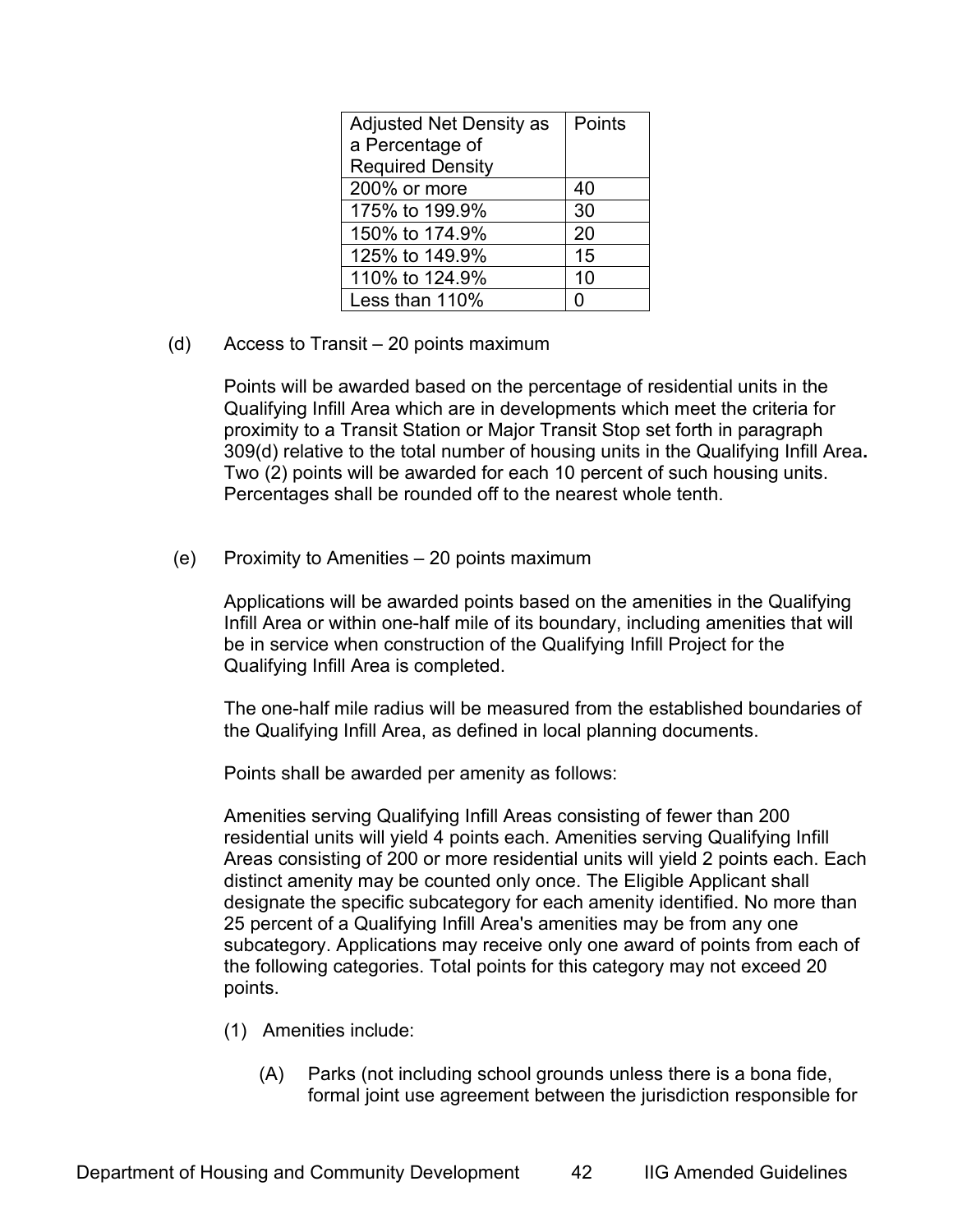| Adjusted Net Density as a Percentage of Required Density | Points |
|---|---|
| 200% or more | 40 |
| 175% to 199.9% | 30 |
| 150% to 174.9% | 20 |
| 125% to 149.9% | 15 |
| 110% to 124.9% | 10 |
| Less than 110% | 0 |

(d) Access to Transit – 20 points maximum

Points will be awarded based on the percentage of residential units in the Qualifying Infill Area which are in developments which meet the criteria for proximity to a Transit Station or Major Transit Stop set forth in paragraph 309(d) relative to the total number of housing units in the Qualifying Infill Area**.** Two (2) points will be awarded for each 10 percent of such housing units. Percentages shall be rounded off to the nearest whole tenth.

(e) Proximity to Amenities – 20 points maximum

Applications will be awarded points based on the amenities in the Qualifying Infill Area or within one-half mile of its boundary, including amenities that will be in service when construction of the Qualifying Infill Project for the Qualifying Infill Area is completed.

The one-half mile radius will be measured from the established boundaries of the Qualifying Infill Area, as defined in local planning documents.

Points shall be awarded per amenity as follows:

Amenities serving Qualifying Infill Areas consisting of fewer than 200 residential units will yield 4 points each. Amenities serving Qualifying Infill Areas consisting of 200 or more residential units will yield 2 points each. Each distinct amenity may be counted only once. The Eligible Applicant shall designate the specific subcategory for each amenity identified. No more than 25 percent of a Qualifying Infill Area's amenities may be from any one subcategory. Applications may receive only one award of points from each of the following categories. Total points for this category may not exceed 20 points.

(1) Amenities include:

(A) Parks (not including school grounds unless there is a bona fide, formal joint use agreement between the jurisdiction responsible for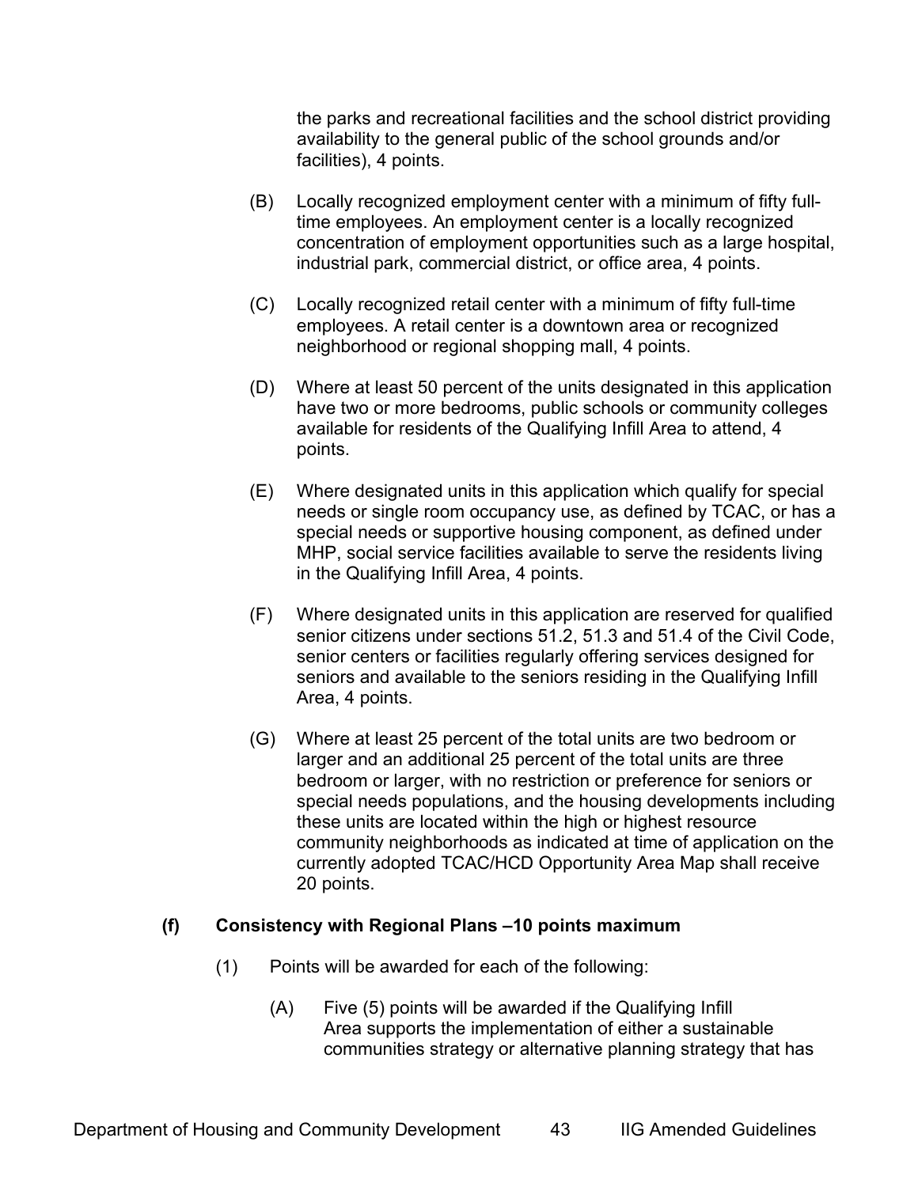the parks and recreational facilities and the school district providing availability to the general public of the school grounds and/or facilities), 4 points.

(B) Locally recognized employment center with a minimum of fifty full-time employees. An employment center is a locally recognized concentration of employment opportunities such as a large hospital, industrial park, commercial district, or office area, 4 points.

(C) Locally recognized retail center with a minimum of fifty full-time employees. A retail center is a downtown area or recognized neighborhood or regional shopping mall, 4 points.

(D) Where at least 50 percent of the units designated in this application have two or more bedrooms, public schools or community colleges available for residents of the Qualifying Infill Area to attend, 4 points.

(E) Where designated units in this application which qualify for special needs or single room occupancy use, as defined by TCAC, or has a special needs or supportive housing component, as defined under MHP, social service facilities available to serve the residents living in the Qualifying Infill Area, 4 points.

(F) Where designated units in this application are reserved for qualified senior citizens under sections 51.2, 51.3 and 51.4 of the Civil Code, senior centers or facilities regularly offering services designed for seniors and available to the seniors residing in the Qualifying Infill Area, 4 points.

(G) Where at least 25 percent of the total units are two bedroom or larger and an additional 25 percent of the total units are three bedroom or larger, with no restriction or preference for seniors or special needs populations, and the housing developments including these units are located within the high or highest resource community neighborhoods as indicated at time of application on the currently adopted TCAC/HCD Opportunity Area Map shall receive 20 points.

**(f) Consistency with Regional Plans –10 points maximum**

(1) Points will be awarded for each of the following:

(A) Five (5) points will be awarded if the Qualifying Infill Area supports the implementation of either a sustainable communities strategy or alternative planning strategy that has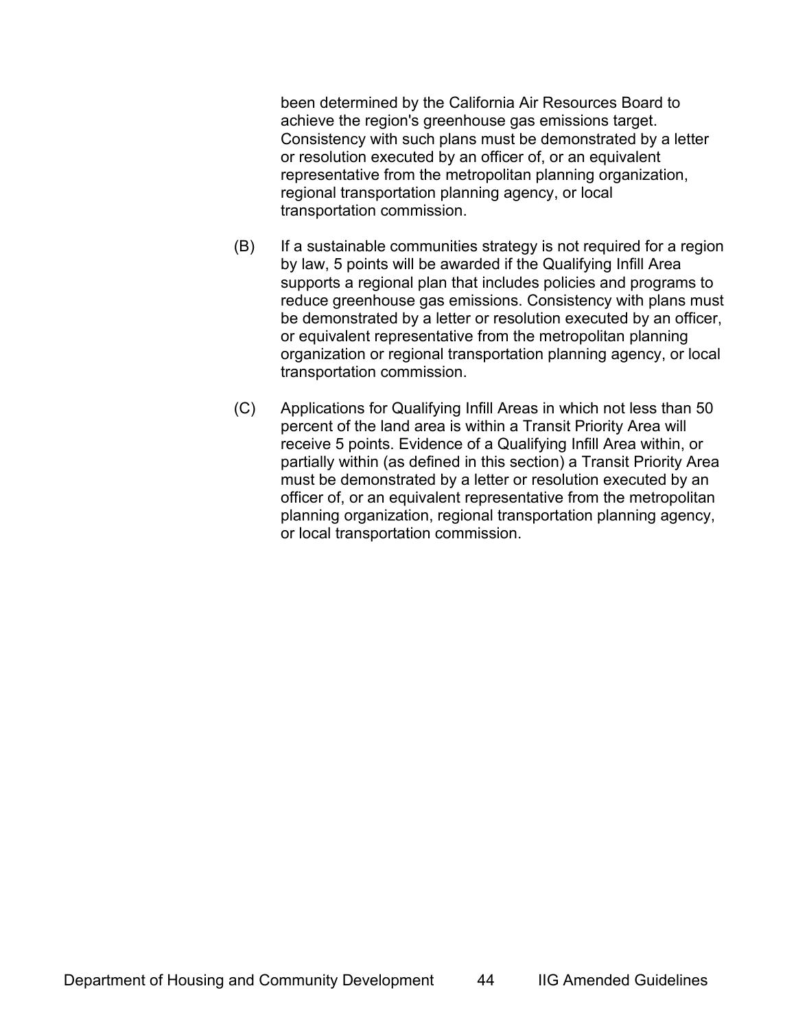been determined by the California Air Resources Board to achieve the region's greenhouse gas emissions target. Consistency with such plans must be demonstrated by a letter or resolution executed by an officer of, or an equivalent representative from the metropolitan planning organization, regional transportation planning agency, or local transportation commission.

(B) If a sustainable communities strategy is not required for a region by law, 5 points will be awarded if the Qualifying Infill Area supports a regional plan that includes policies and programs to reduce greenhouse gas emissions. Consistency with plans must be demonstrated by a letter or resolution executed by an officer, or equivalent representative from the metropolitan planning organization or regional transportation planning agency, or local transportation commission.

(C) Applications for Qualifying Infill Areas in which not less than 50 percent of the land area is within a Transit Priority Area will receive 5 points. Evidence of a Qualifying Infill Area within, or partially within (as defined in this section) a Transit Priority Area must be demonstrated by a letter or resolution executed by an officer of, or an equivalent representative from the metropolitan planning organization, regional transportation planning agency, or local transportation commission.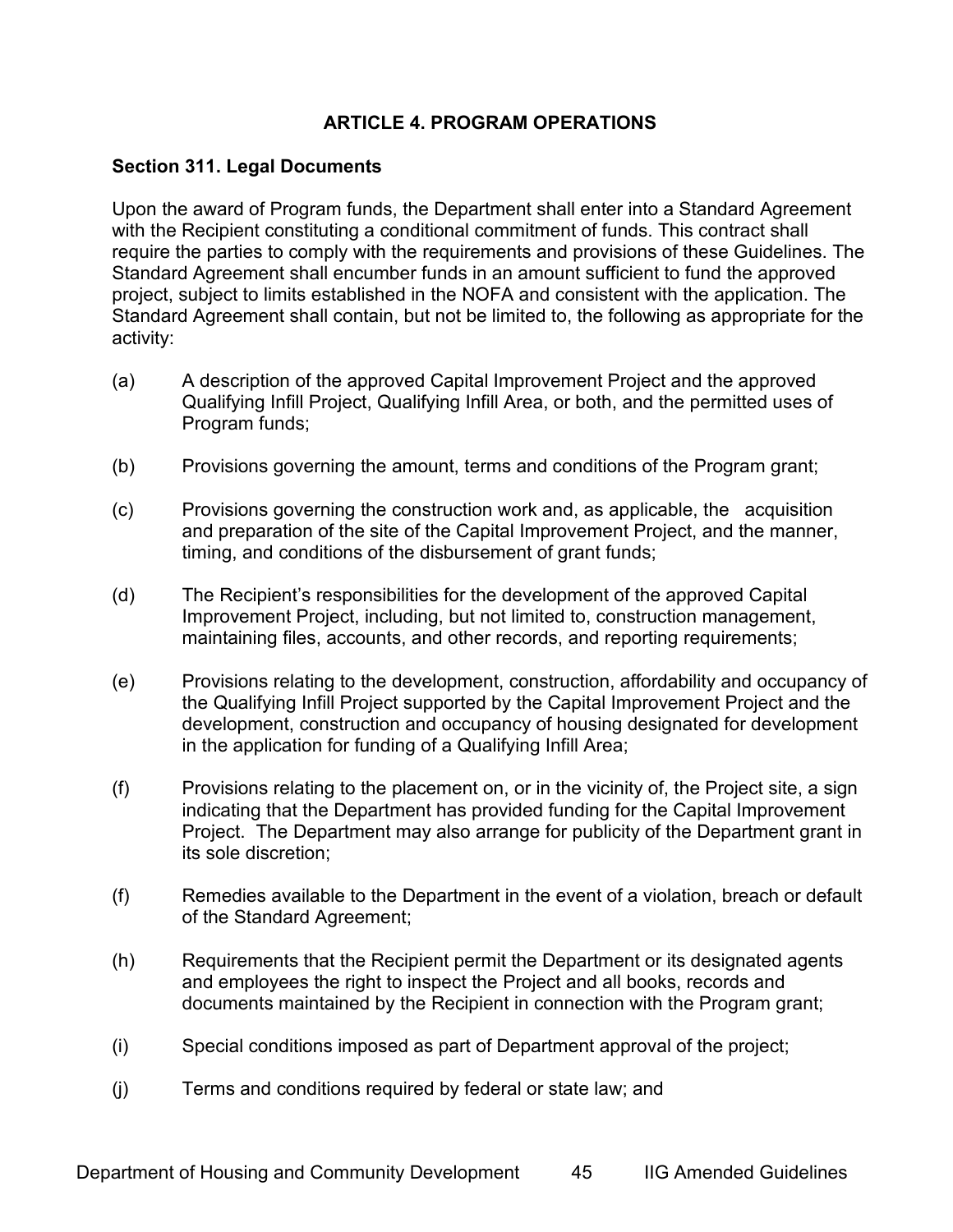## ARTICLE 4. PROGRAM OPERATIONS

### Section 311. Legal Documents

Upon the award of Program funds, the Department shall enter into a Standard Agreement with the Recipient constituting a conditional commitment of funds. This contract shall require the parties to comply with the requirements and provisions of these Guidelines. The Standard Agreement shall encumber funds in an amount sufficient to fund the approved project, subject to limits established in the NOFA and consistent with the application. The Standard Agreement shall contain, but not be limited to, the following as appropriate for the activity:

(a) A description of the approved Capital Improvement Project and the approved Qualifying Infill Project, Qualifying Infill Area, or both, and the permitted uses of Program funds;

(b) Provisions governing the amount, terms and conditions of the Program grant;

(c) Provisions governing the construction work and, as applicable, the acquisition and preparation of the site of the Capital Improvement Project, and the manner, timing, and conditions of the disbursement of grant funds;

(d) The Recipient's responsibilities for the development of the approved Capital Improvement Project, including, but not limited to, construction management, maintaining files, accounts, and other records, and reporting requirements;

(e) Provisions relating to the development, construction, affordability and occupancy of the Qualifying Infill Project supported by the Capital Improvement Project and the development, construction and occupancy of housing designated for development in the application for funding of a Qualifying Infill Area;

(f) Provisions relating to the placement on, or in the vicinity of, the Project site, a sign indicating that the Department has provided funding for the Capital Improvement Project. The Department may also arrange for publicity of the Department grant in its sole discretion;

(f) Remedies available to the Department in the event of a violation, breach or default of the Standard Agreement;

(h) Requirements that the Recipient permit the Department or its designated agents and employees the right to inspect the Project and all books, records and documents maintained by the Recipient in connection with the Program grant;

(i) Special conditions imposed as part of Department approval of the project;

(j) Terms and conditions required by federal or state law; and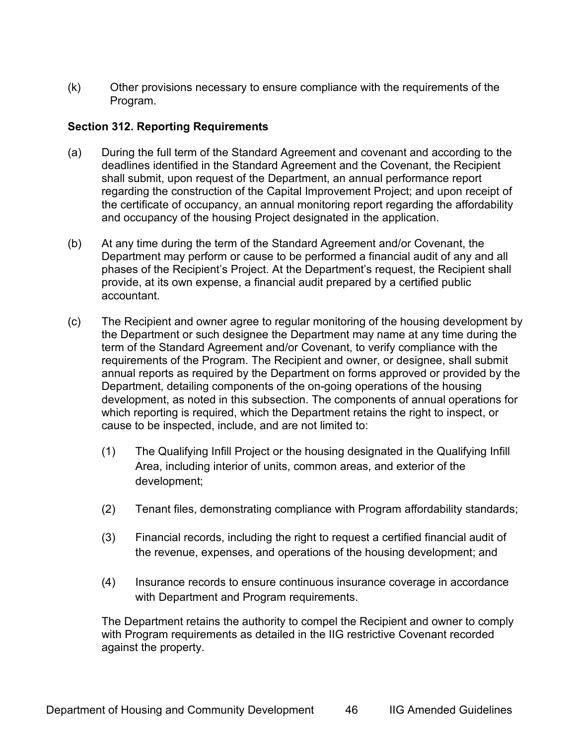(k) Other provisions necessary to ensure compliance with the requirements of the Program.

**Section 312. Reporting Requirements**

(a) During the full term of the Standard Agreement and covenant and according to the deadlines identified in the Standard Agreement and the Covenant, the Recipient shall submit, upon request of the Department, an annual performance report regarding the construction of the Capital Improvement Project; and upon receipt of the certificate of occupancy, an annual monitoring report regarding the affordability and occupancy of the housing Project designated in the application.

(b) At any time during the term of the Standard Agreement and/or Covenant, the Department may perform or cause to be performed a financial audit of any and all phases of the Recipient's Project. At the Department's request, the Recipient shall provide, at its own expense, a financial audit prepared by a certified public accountant.

(c) The Recipient and owner agree to regular monitoring of the housing development by the Department or such designee the Department may name at any time during the term of the Standard Agreement and/or Covenant, to verify compliance with the requirements of the Program. The Recipient and owner, or designee, shall submit annual reports as required by the Department on forms approved or provided by the Department, detailing components of the on-going operations of the housing development, as noted in this subsection. The components of annual operations for which reporting is required, which the Department retains the right to inspect, or cause to be inspected, include, and are not limited to:

   (1) The Qualifying Infill Project or the housing designated in the Qualifying Infill Area, including interior of units, common areas, and exterior of the development;

   (2) Tenant files, demonstrating compliance with Program affordability standards;

   (3) Financial records, including the right to request a certified financial audit of the revenue, expenses, and operations of the housing development; and

   (4) Insurance records to ensure continuous insurance coverage in accordance with Department and Program requirements.

   The Department retains the authority to compel the Recipient and owner to comply with Program requirements as detailed in the IIG restrictive Covenant recorded against the property.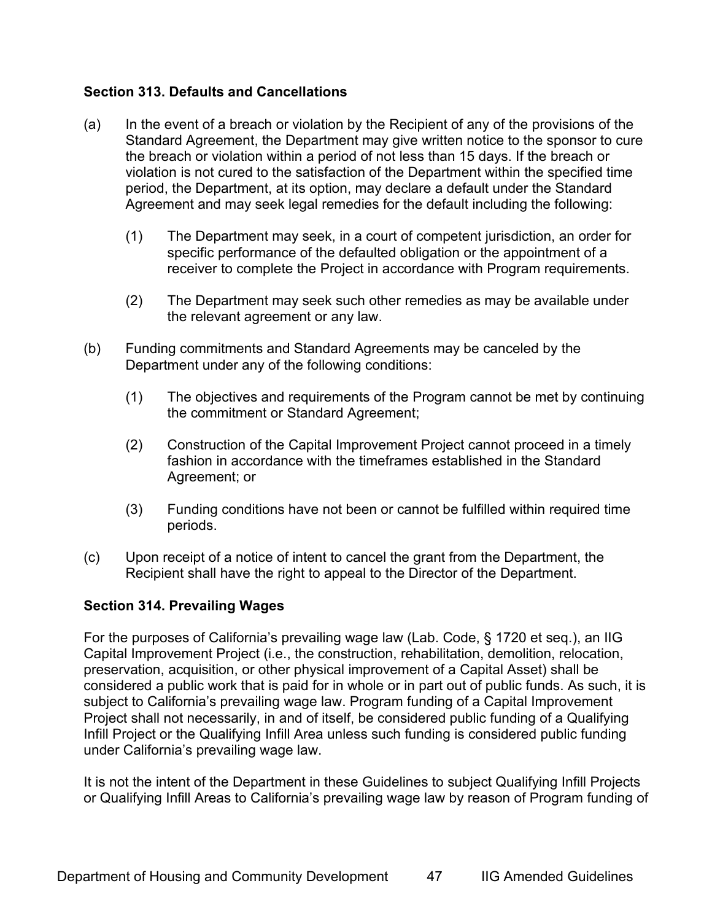### Section 313. Defaults and Cancellations

(a) In the event of a breach or violation by the Recipient of any of the provisions of the Standard Agreement, the Department may give written notice to the sponsor to cure the breach or violation within a period of not less than 15 days. If the breach or violation is not cured to the satisfaction of the Department within the specified time period, the Department, at its option, may declare a default under the Standard Agreement and may seek legal remedies for the default including the following:

   (1) The Department may seek, in a court of competent jurisdiction, an order for specific performance of the defaulted obligation or the appointment of a receiver to complete the Project in accordance with Program requirements.

   (2) The Department may seek such other remedies as may be available under the relevant agreement or any law.

(b) Funding commitments and Standard Agreements may be canceled by the Department under any of the following conditions:

   (1) The objectives and requirements of the Program cannot be met by continuing the commitment or Standard Agreement;

   (2) Construction of the Capital Improvement Project cannot proceed in a timely fashion in accordance with the timeframes established in the Standard Agreement; or

   (3) Funding conditions have not been or cannot be fulfilled within required time periods.

(c) Upon receipt of a notice of intent to cancel the grant from the Department, the Recipient shall have the right to appeal to the Director of the Department.

### Section 314. Prevailing Wages

For the purposes of California's prevailing wage law (Lab. Code, § 1720 et seq.), an IIG Capital Improvement Project (i.e., the construction, rehabilitation, demolition, relocation, preservation, acquisition, or other physical improvement of a Capital Asset) shall be considered a public work that is paid for in whole or in part out of public funds. As such, it is subject to California's prevailing wage law. Program funding of a Capital Improvement Project shall not necessarily, in and of itself, be considered public funding of a Qualifying Infill Project or the Qualifying Infill Area unless such funding is considered public funding under California's prevailing wage law.

It is not the intent of the Department in these Guidelines to subject Qualifying Infill Projects or Qualifying Infill Areas to California's prevailing wage law by reason of Program funding of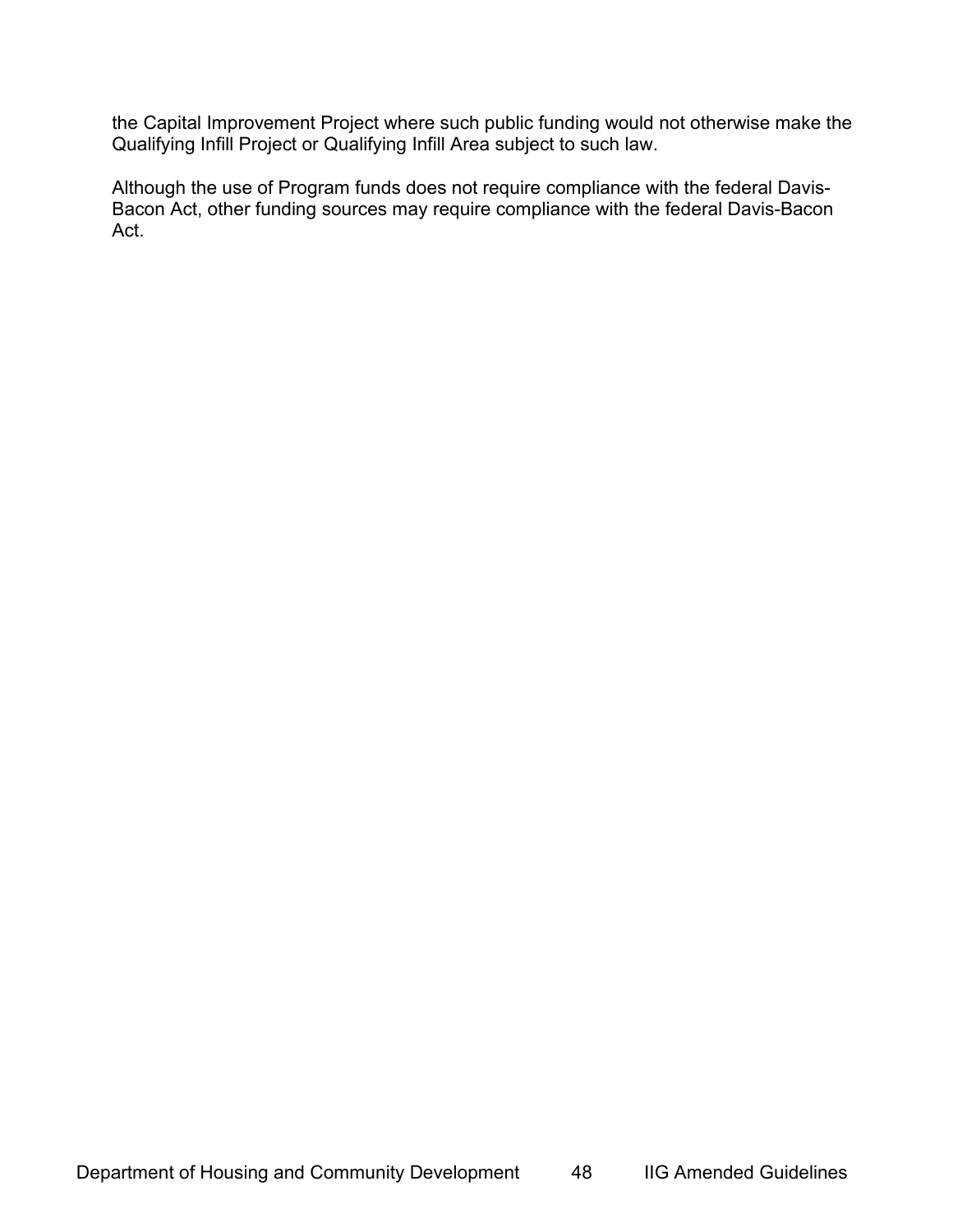the Capital Improvement Project where such public funding would not otherwise make the Qualifying Infill Project or Qualifying Infill Area subject to such law.

Although the use of Program funds does not require compliance with the federal Davis-Bacon Act, other funding sources may require compliance with the federal Davis-Bacon Act.